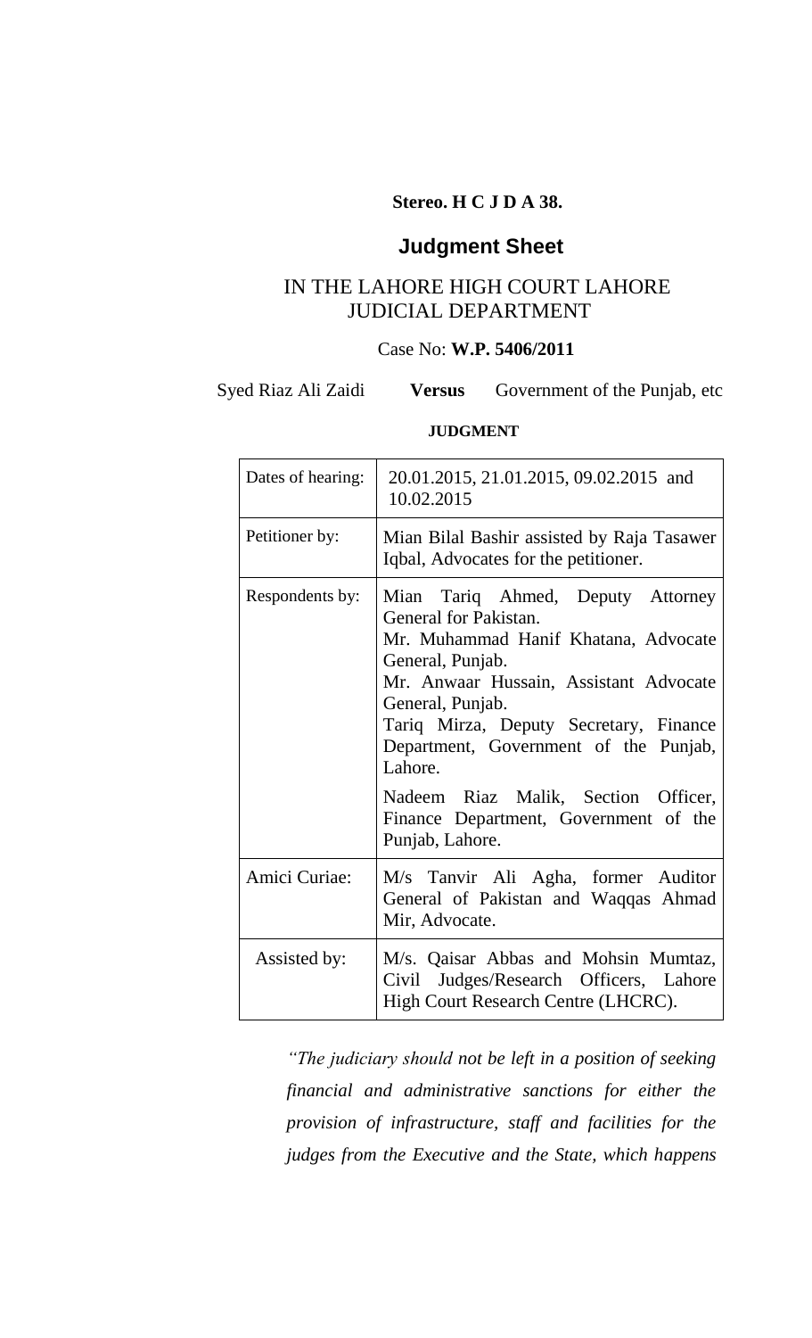**Stereo. H C J D A 38.**

# Judgment Sheet

## IN THE LAHORE HIGH COURT LAHORE
## JUDICIAL DEPARTMENT

Case No: **W.P. 5406/2011**

Syed Riaz Ali Zaidi **Versus** Government of the Punjab, etc

**JUDGMENT**

| | |
|---|---|
| Dates of hearing: | 20.01.2015, 21.01.2015, 09.02.2015 and 10.02.2015 |
| Petitioner by: | Mian Bilal Bashir assisted by Raja Tasawer Iqbal, Advocates for the petitioner. |
| Respondents by: | Mian Tariq Ahmed, Deputy Attorney General for Pakistan.<br>Mr. Muhammad Hanif Khatana, Advocate General, Punjab.<br>Mr. Anwaar Hussain, Assistant Advocate General, Punjab.<br>Tariq Mirza, Deputy Secretary, Finance Department, Government of the Punjab, Lahore.<br>Nadeem Riaz Malik, Section Officer, Finance Department, Government of the Punjab, Lahore. |
| Amici Curiae: | M/s Tanvir Ali Agha, former Auditor General of Pakistan and Waqqas Ahmad Mir, Advocate. |
| Assisted by: | M/s. Qaisar Abbas and Mohsin Mumtaz, Civil Judges/Research Officers, Lahore High Court Research Centre (LHCRC). |

*"The judiciary should not be left in a position of seeking financial and administrative sanctions for either the provision of infrastructure, staff and facilities for the judges from the Executive and the State, which happens*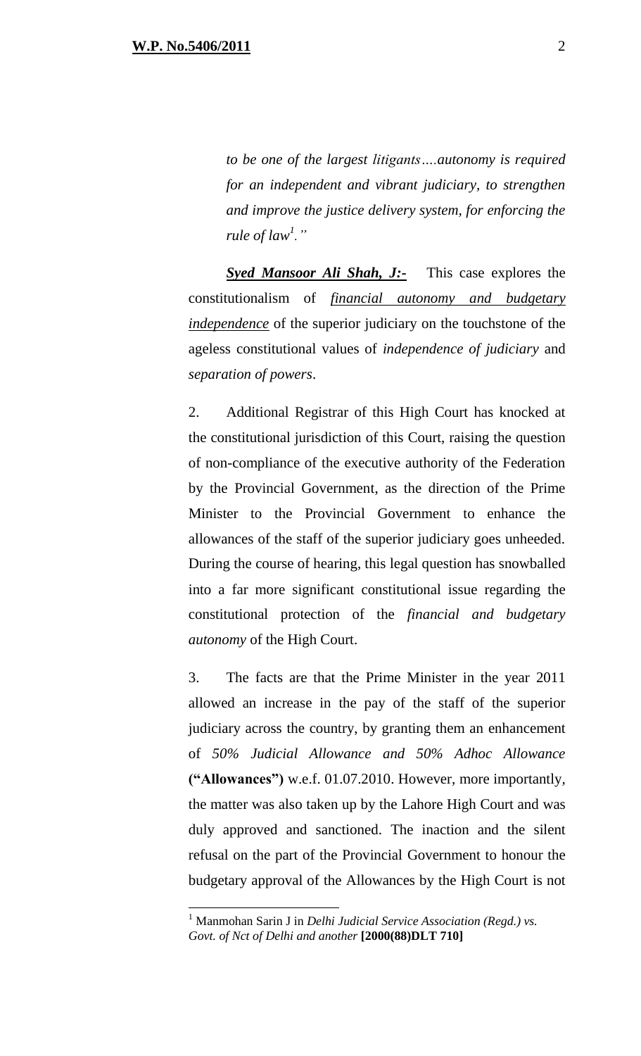> *to be one of the largest litigants….autonomy is required for an independent and vibrant judiciary, to strengthen and improve the justice delivery system, for enforcing the rule of law[1]."*

***Syed Mansoor Ali Shah, J:-*** This case explores the constitutionalism of *financial autonomy and budgetary independence* of the superior judiciary on the touchstone of the ageless constitutional values of *independence of judiciary* and *separation of powers*.

2. Additional Registrar of this High Court has knocked at the constitutional jurisdiction of this Court, raising the question of non-compliance of the executive authority of the Federation by the Provincial Government, as the direction of the Prime Minister to the Provincial Government to enhance the allowances of the staff of the superior judiciary goes unheeded. During the course of hearing, this legal question has snowballed into a far more significant constitutional issue regarding the constitutional protection of the *financial and budgetary autonomy* of the High Court.

3. The facts are that the Prime Minister in the year 2011 allowed an increase in the pay of the staff of the superior judiciary across the country, by granting them an enhancement of *50% Judicial Allowance and 50% Adhoc Allowance* **("Allowances")** w.e.f. 01.07.2010. However, more importantly, the matter was also taken up by the Lahore High Court and was duly approved and sanctioned. The inaction and the silent refusal on the part of the Provincial Government to honour the budgetary approval of the Allowances by the High Court is not

---

[1] Manmohan Sarin J in *Delhi Judicial Service Association (Regd.) vs. Govt. of Nct of Delhi and another* **[2000(88)DLT 710]**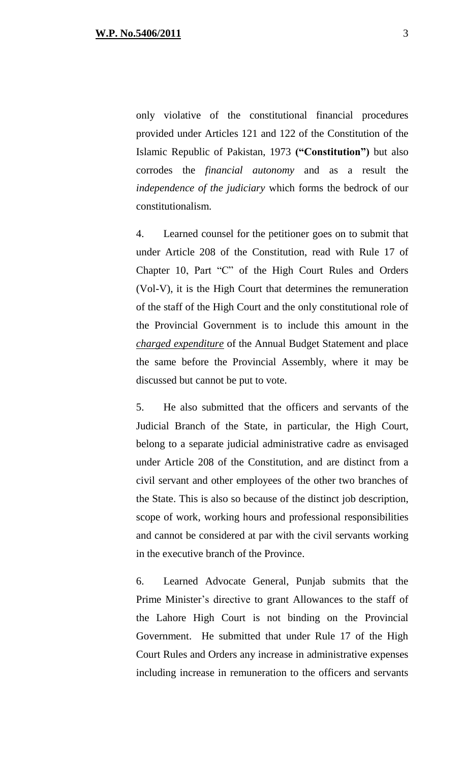only violative of the constitutional financial procedures provided under Articles 121 and 122 of the Constitution of the Islamic Republic of Pakistan, 1973 **("Constitution")** but also corrodes the *financial autonomy* and as a result the *independence of the judiciary* which forms the bedrock of our constitutionalism.

4. Learned counsel for the petitioner goes on to submit that under Article 208 of the Constitution, read with Rule 17 of Chapter 10, Part "C" of the High Court Rules and Orders (Vol-V), it is the High Court that determines the remuneration of the staff of the High Court and the only constitutional role of the Provincial Government is to include this amount in the ***charged expenditure*** of the Annual Budget Statement and place the same before the Provincial Assembly, where it may be discussed but cannot be put to vote.

5. He also submitted that the officers and servants of the Judicial Branch of the State, in particular, the High Court, belong to a separate judicial administrative cadre as envisaged under Article 208 of the Constitution, and are distinct from a civil servant and other employees of the other two branches of the State. This is also so because of the distinct job description, scope of work, working hours and professional responsibilities and cannot be considered at par with the civil servants working in the executive branch of the Province.

6. Learned Advocate General, Punjab submits that the Prime Minister's directive to grant Allowances to the staff of the Lahore High Court is not binding on the Provincial Government. He submitted that under Rule 17 of the High Court Rules and Orders any increase in administrative expenses including increase in remuneration to the officers and servants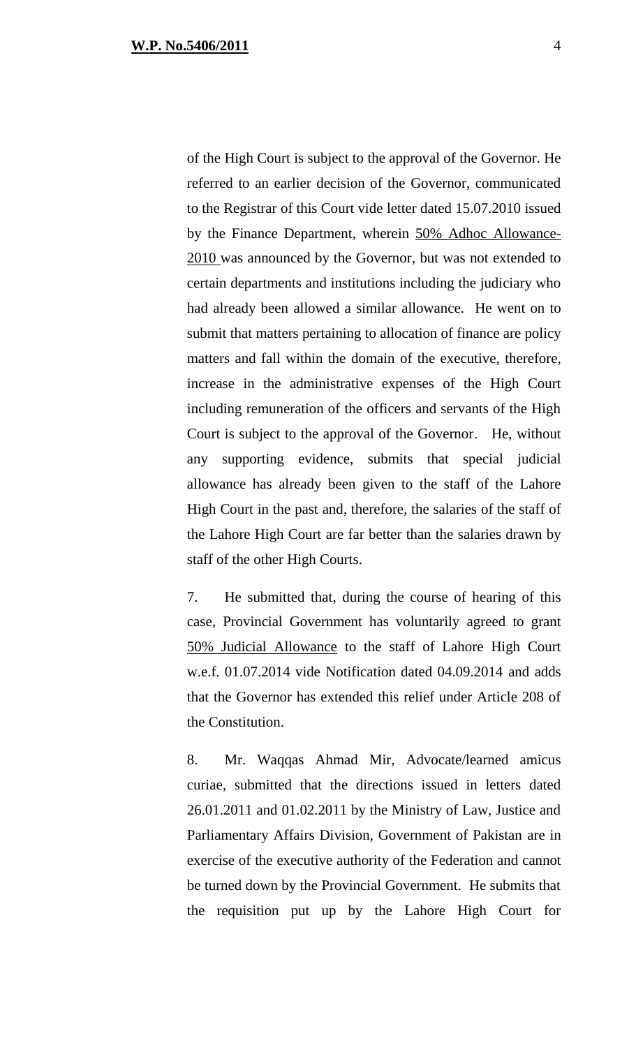of the High Court is subject to the approval of the Governor. He referred to an earlier decision of the Governor, communicated to the Registrar of this Court vide letter dated 15.07.2010 issued by the Finance Department, wherein <u>50% Adhoc Allowance-2010</u> was announced by the Governor, but was not extended to certain departments and institutions including the judiciary who had already been allowed a similar allowance. He went on to submit that matters pertaining to allocation of finance are policy matters and fall within the domain of the executive, therefore, increase in the administrative expenses of the High Court including remuneration of the officers and servants of the High Court is subject to the approval of the Governor. He, without any supporting evidence, submits that special judicial allowance has already been given to the staff of the Lahore High Court in the past and, therefore, the salaries of the staff of the Lahore High Court are far better than the salaries drawn by staff of the other High Courts.

7. He submitted that, during the course of hearing of this case, Provincial Government has voluntarily agreed to grant <u>50% Judicial Allowance</u> to the staff of Lahore High Court w.e.f. 01.07.2014 vide Notification dated 04.09.2014 and adds that the Governor has extended this relief under Article 208 of the Constitution.

8. Mr. Waqqas Ahmad Mir, Advocate/learned amicus curiae, submitted that the directions issued in letters dated 26.01.2011 and 01.02.2011 by the Ministry of Law, Justice and Parliamentary Affairs Division, Government of Pakistan are in exercise of the executive authority of the Federation and cannot be turned down by the Provincial Government. He submits that the requisition put up by the Lahore High Court for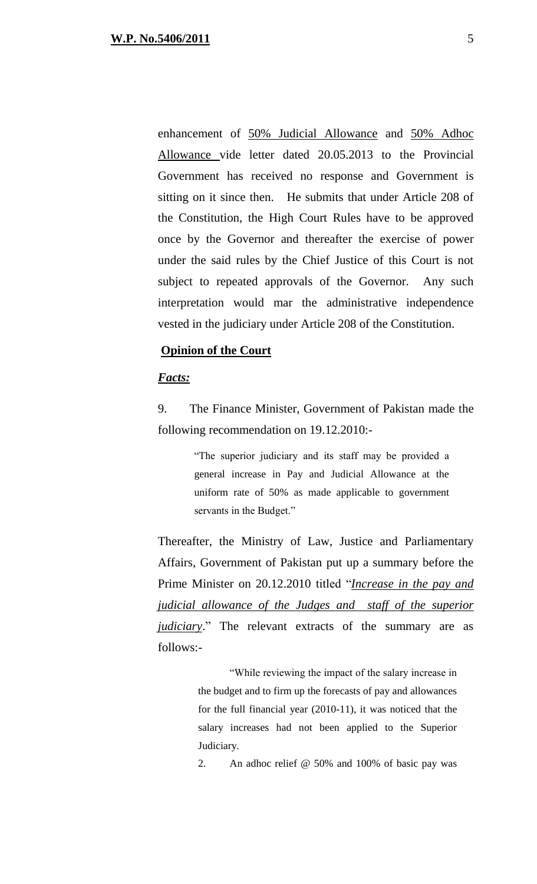enhancement of <u>50% Judicial Allowance</u> and <u>50% Adhoc Allowance</u> vide letter dated 20.05.2013 to the Provincial Government has received no response and Government is sitting on it since then. He submits that under Article 208 of the Constitution, the High Court Rules have to be approved once by the Governor and thereafter the exercise of power under the said rules by the Chief Justice of this Court is not subject to repeated approvals of the Governor. Any such interpretation would mar the administrative independence vested in the judiciary under Article 208 of the Constitution.

**<u>Opinion of the Court</u>**

***<u>Facts:</u>***

9. The Finance Minister, Government of Pakistan made the following recommendation on 19.12.2010:-

> "The superior judiciary and its staff may be provided a general increase in Pay and Judicial Allowance at the uniform rate of 50% as made applicable to government servants in the Budget."

Thereafter, the Ministry of Law, Justice and Parliamentary Affairs, Government of Pakistan put up a summary before the Prime Minister on 20.12.2010 titled "*<u>Increase in the pay and judicial allowance of the Judges and staff of the superior judiciary</u>*." The relevant extracts of the summary are as follows:-

> "While reviewing the impact of the salary increase in the budget and to firm up the forecasts of pay and allowances for the full financial year (2010-11), it was noticed that the salary increases had not been applied to the Superior Judiciary.
>
> 2. An adhoc relief @ 50% and 100% of basic pay was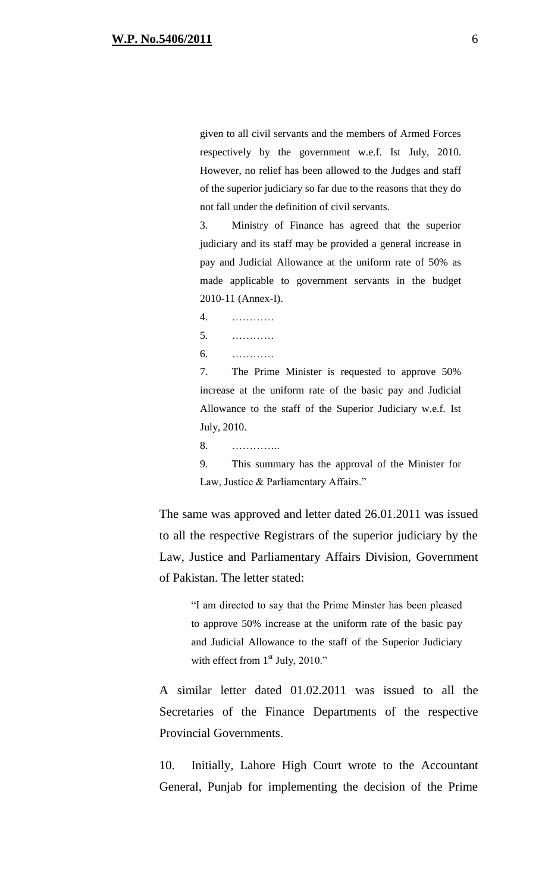> given to all civil servants and the members of Armed Forces respectively by the government w.e.f. Ist July, 2010. However, no relief has been allowed to the Judges and staff of the superior judiciary so far due to the reasons that they do not fall under the definition of civil servants.
>
> 3. Ministry of Finance has agreed that the superior judiciary and its staff may be provided a general increase in pay and Judicial Allowance at the uniform rate of 50% as made applicable to government servants in the budget 2010-11 (Annex-I).
>
> 4. …………
>
> 5. …………
>
> 6. …………
>
> 7. The Prime Minister is requested to approve 50% increase at the uniform rate of the basic pay and Judicial Allowance to the staff of the Superior Judiciary w.e.f. Ist July, 2010.
>
> 8. …………..
>
> 9. This summary has the approval of the Minister for Law, Justice & Parliamentary Affairs."

The same was approved and letter dated 26.01.2011 was issued to all the respective Registrars of the superior judiciary by the Law, Justice and Parliamentary Affairs Division, Government of Pakistan. The letter stated:

> "I am directed to say that the Prime Minster has been pleased to approve 50% increase at the uniform rate of the basic pay and Judicial Allowance to the staff of the Superior Judiciary with effect from 1st July, 2010."

A similar letter dated 01.02.2011 was issued to all the Secretaries of the Finance Departments of the respective Provincial Governments.

10. Initially, Lahore High Court wrote to the Accountant General, Punjab for implementing the decision of the Prime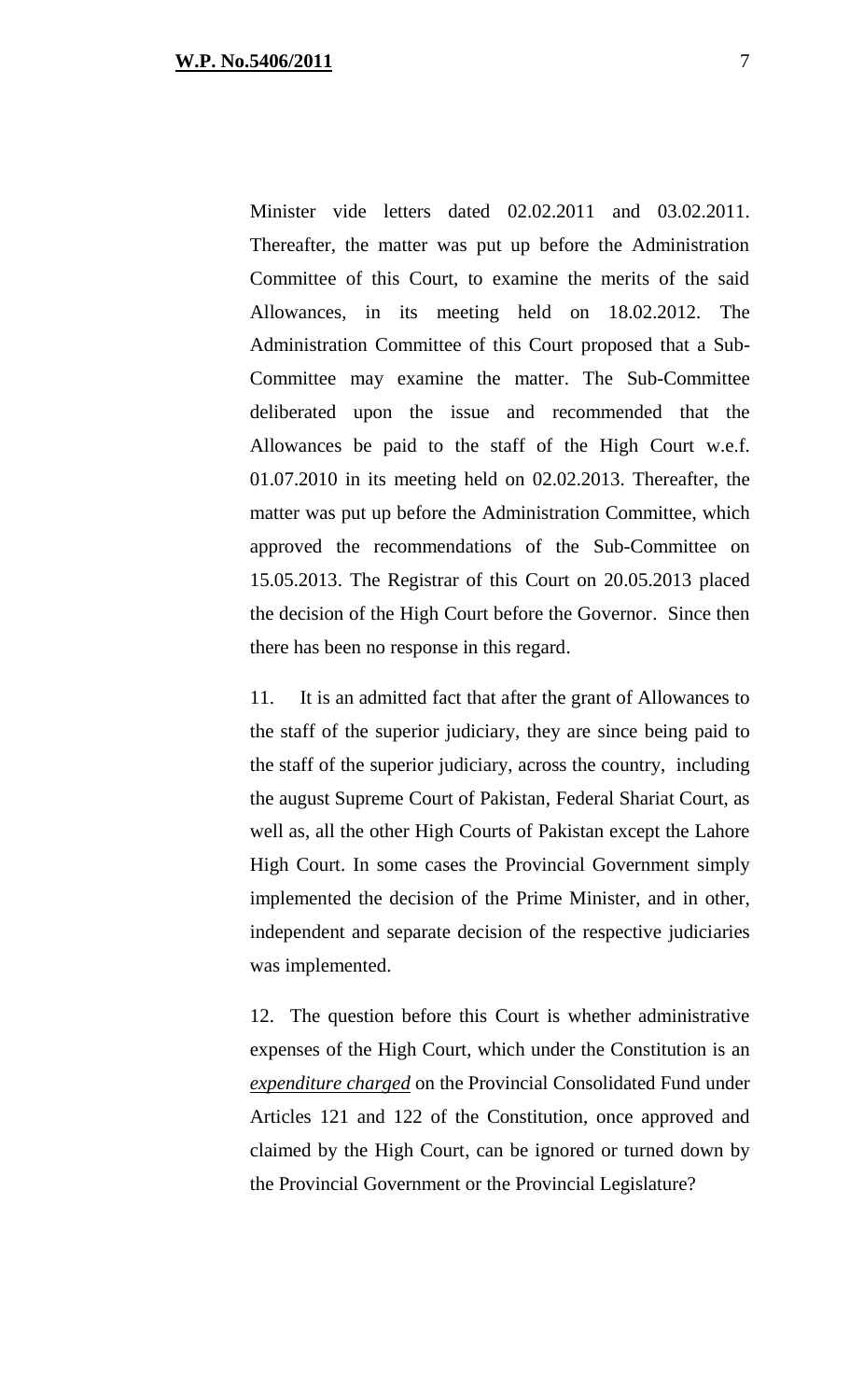Minister vide letters dated 02.02.2011 and 03.02.2011. Thereafter, the matter was put up before the Administration Committee of this Court, to examine the merits of the said Allowances, in its meeting held on 18.02.2012. The Administration Committee of this Court proposed that a Sub-Committee may examine the matter. The Sub-Committee deliberated upon the issue and recommended that the Allowances be paid to the staff of the High Court w.e.f. 01.07.2010 in its meeting held on 02.02.2013. Thereafter, the matter was put up before the Administration Committee, which approved the recommendations of the Sub-Committee on 15.05.2013. The Registrar of this Court on 20.05.2013 placed the decision of the High Court before the Governor. Since then there has been no response in this regard.

11. It is an admitted fact that after the grant of Allowances to the staff of the superior judiciary, they are since being paid to the staff of the superior judiciary, across the country, including the august Supreme Court of Pakistan, Federal Shariat Court, as well as, all the other High Courts of Pakistan except the Lahore High Court. In some cases the Provincial Government simply implemented the decision of the Prime Minister, and in other, independent and separate decision of the respective judiciaries was implemented.

12. The question before this Court is whether administrative expenses of the High Court, which under the Constitution is an ***expenditure charged*** on the Provincial Consolidated Fund under Articles 121 and 122 of the Constitution, once approved and claimed by the High Court, can be ignored or turned down by the Provincial Government or the Provincial Legislature?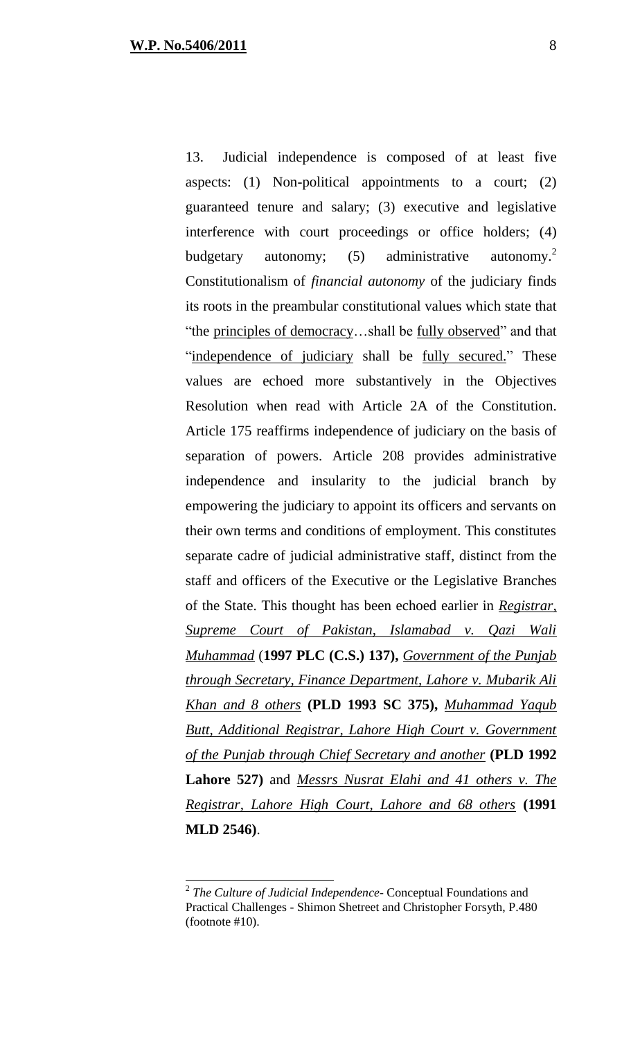13. Judicial independence is composed of at least five aspects: (1) Non-political appointments to a court; (2) guaranteed tenure and salary; (3) executive and legislative interference with court proceedings or office holders; (4) budgetary autonomy; (5) administrative autonomy.[2] Constitutionalism of *financial autonomy* of the judiciary finds its roots in the preambular constitutional values which state that "the principles of democracy…shall be fully observed" and that "independence of judiciary shall be fully secured." These values are echoed more substantively in the Objectives Resolution when read with Article 2A of the Constitution. Article 175 reaffirms independence of judiciary on the basis of separation of powers. Article 208 provides administrative independence and insularity to the judicial branch by empowering the judiciary to appoint its officers and servants on their own terms and conditions of employment. This constitutes separate cadre of judicial administrative staff, distinct from the staff and officers of the Executive or the Legislative Branches of the State. This thought has been echoed earlier in *Registrar, Supreme Court of Pakistan, Islamabad v. Qazi Wali Muhammad* (**1997 PLC (C.S.) 137),** *Government of the Punjab through Secretary, Finance Department, Lahore v. Mubarik Ali Khan and 8 others* **(PLD 1993 SC 375),** *Muhammad Yaqub Butt, Additional Registrar, Lahore High Court v. Government of the Punjab through Chief Secretary and another* **(PLD 1992 Lahore 527)** and *Messrs Nusrat Elahi and 41 others v. The Registrar, Lahore High Court, Lahore and 68 others* **(1991 MLD 2546)**.

---

[2] *The Culture of Judicial Independence*- Conceptual Foundations and Practical Challenges - Shimon Shetreet and Christopher Forsyth, P.480 (footnote #10).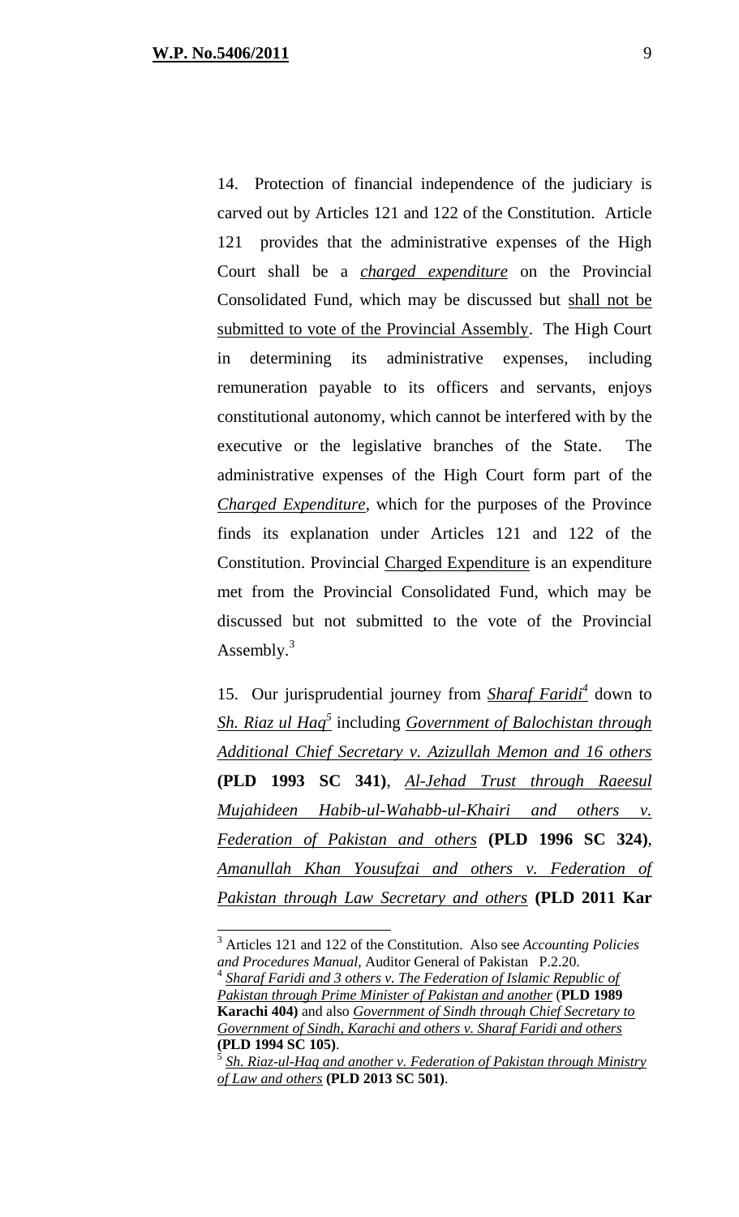14. Protection of financial independence of the judiciary is carved out by Articles 121 and 122 of the Constitution. Article 121 provides that the administrative expenses of the High Court shall be a *charged expenditure* on the Provincial Consolidated Fund, which may be discussed but shall not be submitted to vote of the Provincial Assembly. The High Court in determining its administrative expenses, including remuneration payable to its officers and servants, enjoys constitutional autonomy, which cannot be interfered with by the executive or the legislative branches of the State. The administrative expenses of the High Court form part of the *Charged Expenditure*, which for the purposes of the Province finds its explanation under Articles 121 and 122 of the Constitution. Provincial Charged Expenditure is an expenditure met from the Provincial Consolidated Fund, which may be discussed but not submitted to the vote of the Provincial Assembly.[3]

15. Our jurisprudential journey from ***Sharaf Faridi***[4] down to ***Sh. Riaz ul Haq***[5] including *Government of Balochistan through Additional Chief Secretary v. Azizullah Memon and 16 others* **(PLD 1993 SC 341)**, *Al-Jehad Trust through Raeesul Mujahideen Habib-ul-Wahabb-ul-Khairi and others v. Federation of Pakistan and others* **(PLD 1996 SC 324)**, *Amanullah Khan Yousufzai and others v. Federation of Pakistan through Law Secretary and others* **(PLD 2011 Kar**

---

[3] Articles 121 and 122 of the Constitution. Also see *Accounting Policies and Procedures Manual*, Auditor General of Pakistan P.2.20.

[4] *Sharaf Faridi and 3 others v. The Federation of Islamic Republic of Pakistan through Prime Minister of Pakistan and another* (**PLD 1989 Karachi 404)** and also *Government of Sindh through Chief Secretary to Government of Sindh, Karachi and others v. Sharaf Faridi and others* **(PLD 1994 SC 105)**.

[5] *Sh. Riaz-ul-Haq and another v. Federation of Pakistan through Ministry of Law and others* **(PLD 2013 SC 501)**.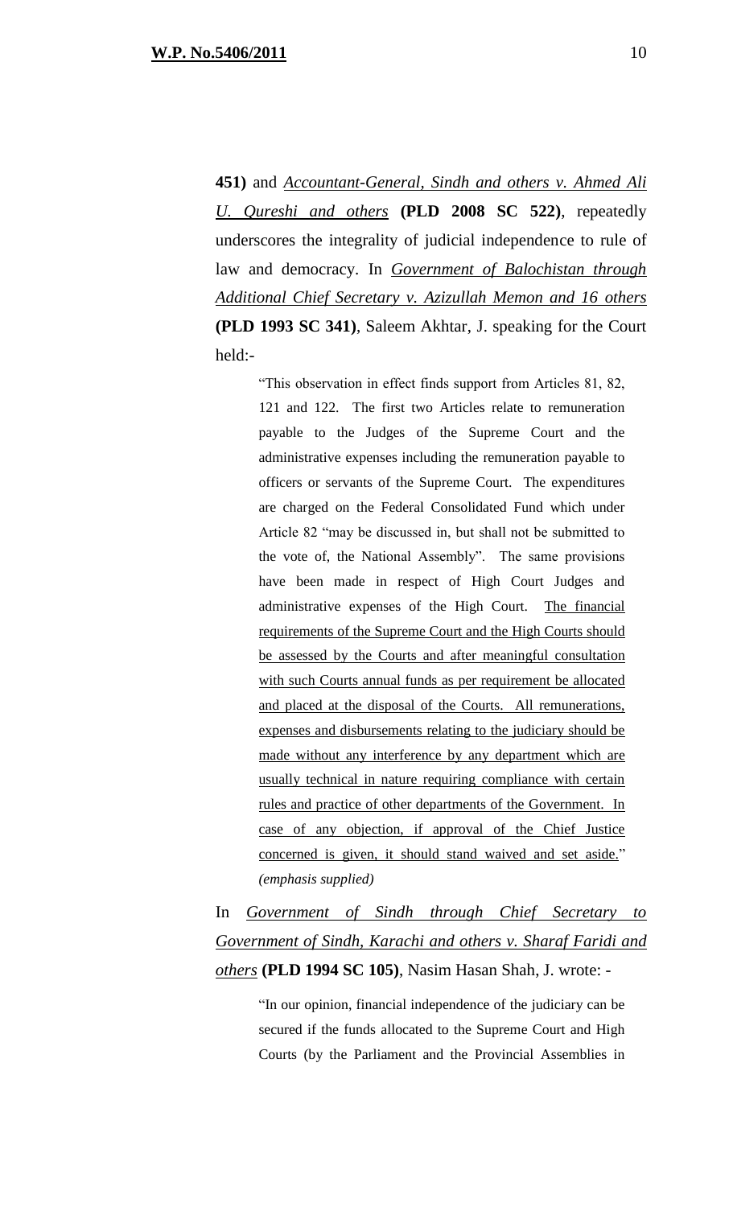**451)** and *Accountant-General, Sindh and others v. Ahmed Ali U. Qureshi and others* **(PLD 2008 SC 522)**, repeatedly underscores the integrality of judicial independence to rule of law and democracy. In *Government of Balochistan through Additional Chief Secretary v. Azizullah Memon and 16 others* **(PLD 1993 SC 341)**, Saleem Akhtar, J. speaking for the Court held:-

> "This observation in effect finds support from Articles 81, 82, 121 and 122. The first two Articles relate to remuneration payable to the Judges of the Supreme Court and the administrative expenses including the remuneration payable to officers or servants of the Supreme Court. The expenditures are charged on the Federal Consolidated Fund which under Article 82 "may be discussed in, but shall not be submitted to the vote of, the National Assembly". The same provisions have been made in respect of High Court Judges and administrative expenses of the High Court. The financial requirements of the Supreme Court and the High Courts should be assessed by the Courts and after meaningful consultation with such Courts annual funds as per requirement be allocated and placed at the disposal of the Courts. All remunerations, expenses and disbursements relating to the judiciary should be made without any interference by any department which are usually technical in nature requiring compliance with certain rules and practice of other departments of the Government. In case of any objection, if approval of the Chief Justice concerned is given, it should stand waived and set aside." *(emphasis supplied)*

In *Government of Sindh through Chief Secretary to Government of Sindh, Karachi and others v. Sharaf Faridi and others* **(PLD 1994 SC 105)**, Nasim Hasan Shah, J. wrote: -

> "In our opinion, financial independence of the judiciary can be secured if the funds allocated to the Supreme Court and High Courts (by the Parliament and the Provincial Assemblies in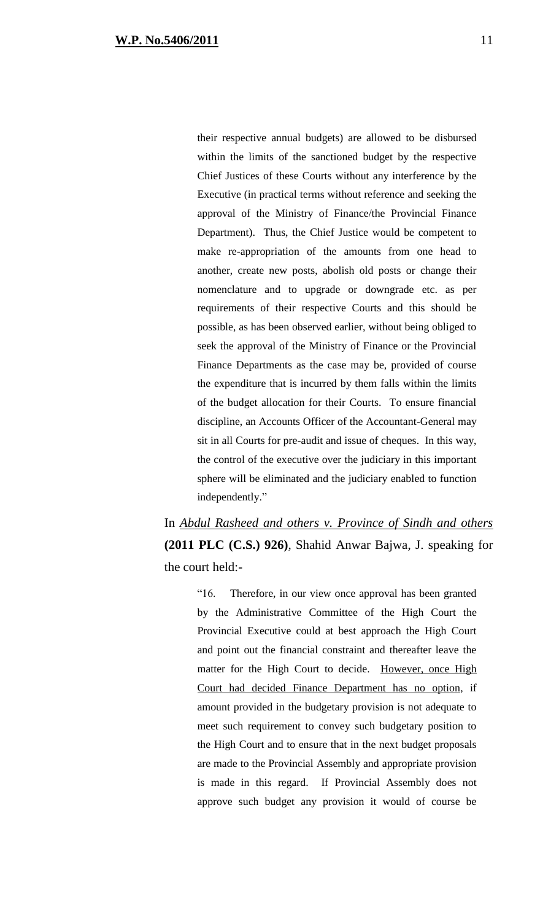> their respective annual budgets) are allowed to be disbursed within the limits of the sanctioned budget by the respective Chief Justices of these Courts without any interference by the Executive (in practical terms without reference and seeking the approval of the Ministry of Finance/the Provincial Finance Department). Thus, the Chief Justice would be competent to make re-appropriation of the amounts from one head to another, create new posts, abolish old posts or change their nomenclature and to upgrade or downgrade etc. as per requirements of their respective Courts and this should be possible, as has been observed earlier, without being obliged to seek the approval of the Ministry of Finance or the Provincial Finance Departments as the case may be, provided of course the expenditure that is incurred by them falls within the limits of the budget allocation for their Courts. To ensure financial discipline, an Accounts Officer of the Accountant-General may sit in all Courts for pre-audit and issue of cheques. In this way, the control of the executive over the judiciary in this important sphere will be eliminated and the judiciary enabled to function independently."

In ***Abdul Rasheed and others v. Province of Sindh and others*** **(2011 PLC (C.S.) 926)**, Shahid Anwar Bajwa, J. speaking for the court held:-

> "16. Therefore, in our view once approval has been granted by the Administrative Committee of the High Court the Provincial Executive could at best approach the High Court and point out the financial constraint and thereafter leave the matter for the High Court to decide. However, once High Court had decided Finance Department has no option, if amount provided in the budgetary provision is not adequate to meet such requirement to convey such budgetary position to the High Court and to ensure that in the next budget proposals are made to the Provincial Assembly and appropriate provision is made in this regard. If Provincial Assembly does not approve such budget any provision it would of course be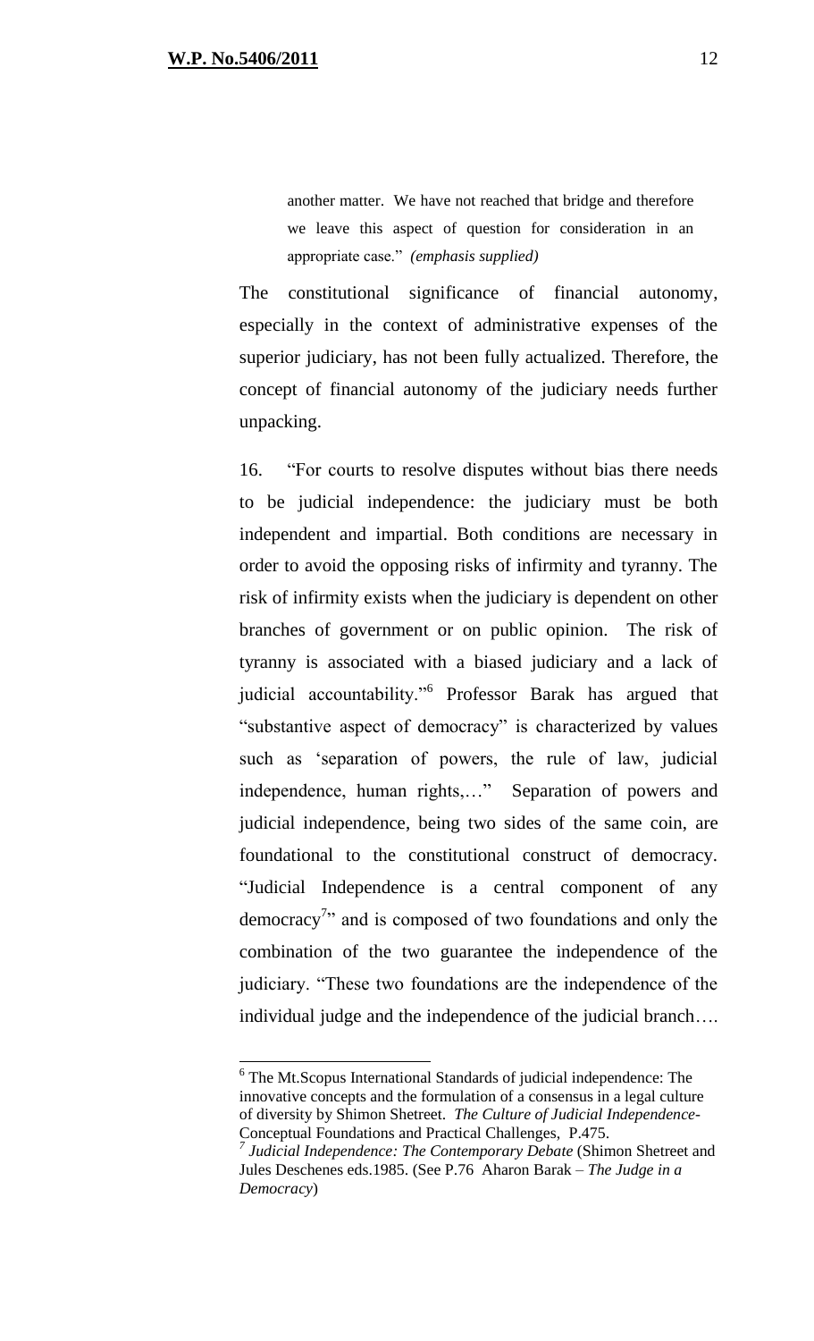> another matter. We have not reached that bridge and therefore we leave this aspect of question for consideration in an appropriate case." *(emphasis supplied)*

The constitutional significance of financial autonomy, especially in the context of administrative expenses of the superior judiciary, has not been fully actualized. Therefore, the concept of financial autonomy of the judiciary needs further unpacking.

16. "For courts to resolve disputes without bias there needs to be judicial independence: the judiciary must be both independent and impartial. Both conditions are necessary in order to avoid the opposing risks of infirmity and tyranny. The risk of infirmity exists when the judiciary is dependent on other branches of government or on public opinion. The risk of tyranny is associated with a biased judiciary and a lack of judicial accountability."[6] Professor Barak has argued that "substantive aspect of democracy" is characterized by values such as 'separation of powers, the rule of law, judicial independence, human rights,…" Separation of powers and judicial independence, being two sides of the same coin, are foundational to the constitutional construct of democracy. "Judicial Independence is a central component of any democracy[7]" and is composed of two foundations and only the combination of the two guarantee the independence of the judiciary. "These two foundations are the independence of the individual judge and the independence of the judicial branch….

---

[6] The Mt.Scopus International Standards of judicial independence: The innovative concepts and the formulation of a consensus in a legal culture of diversity by Shimon Shetreet. *The Culture of Judicial Independence*-Conceptual Foundations and Practical Challenges, P.475.

[7] *Judicial Independence: The Contemporary Debate* (Shimon Shetreet and Jules Deschenes eds.1985. (See P.76 Aharon Barak – *The Judge in a Democracy*)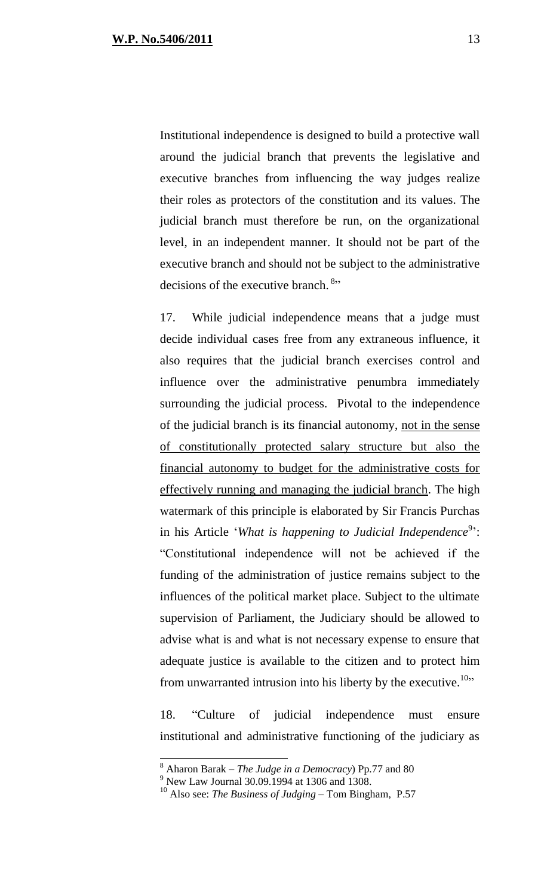Institutional independence is designed to build a protective wall around the judicial branch that prevents the legislative and executive branches from influencing the way judges realize their roles as protectors of the constitution and its values. The judicial branch must therefore be run, on the organizational level, in an independent manner. It should not be part of the executive branch and should not be subject to the administrative decisions of the executive branch. [8]"

17. While judicial independence means that a judge must decide individual cases free from any extraneous influence, it also requires that the judicial branch exercises control and influence over the administrative penumbra immediately surrounding the judicial process. Pivotal to the independence of the judicial branch is its financial autonomy, <u>not in the sense of constitutionally protected salary structure but also the financial autonomy to budget for the administrative costs for effectively running and managing the judicial branch</u>. The high watermark of this principle is elaborated by Sir Francis Purchas in his Article '*What is happening to Judicial Independence*[9]': "Constitutional independence will not be achieved if the funding of the administration of justice remains subject to the influences of the political market place. Subject to the ultimate supervision of Parliament, the Judiciary should be allowed to advise what is and what is not necessary expense to ensure that adequate justice is available to the citizen and to protect him from unwarranted intrusion into his liberty by the executive.[10]"

18. "Culture of judicial independence must ensure institutional and administrative functioning of the judiciary as

---

[8] Aharon Barak – *The Judge in a Democracy*) Pp.77 and 80

[9] New Law Journal 30.09.1994 at 1306 and 1308.

[10] Also see: *The Business of Judging* – Tom Bingham, P.57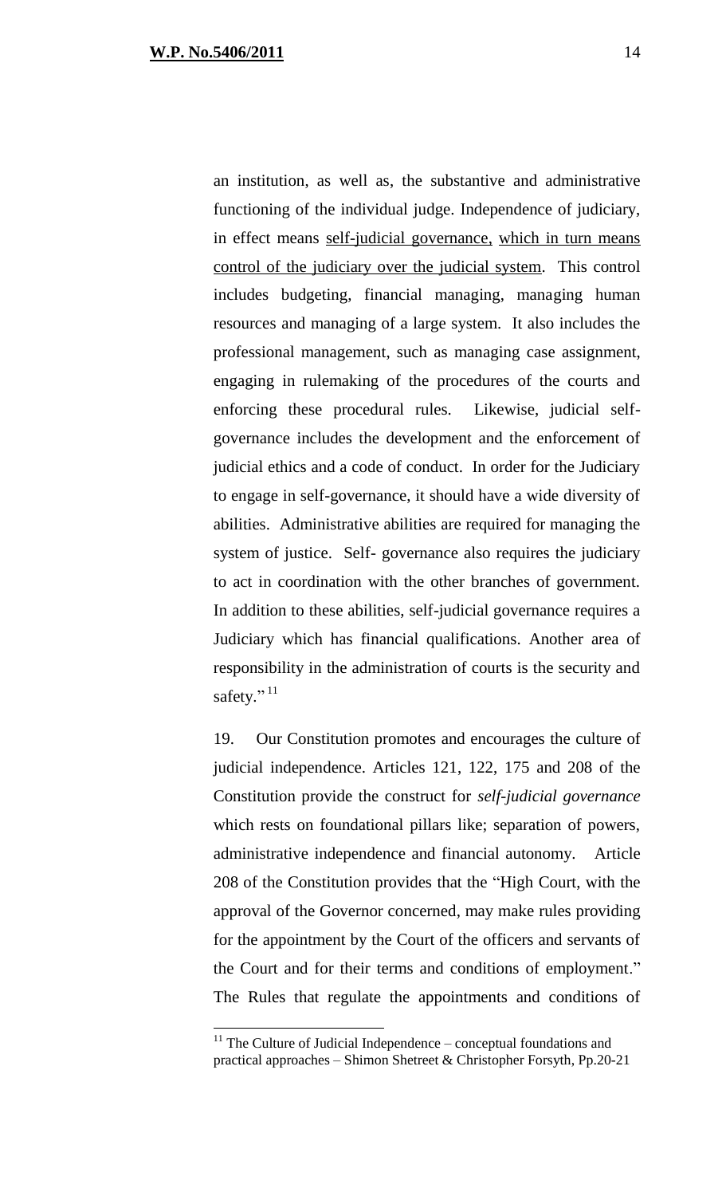an institution, as well as, the substantive and administrative functioning of the individual judge. Independence of judiciary, in effect means self-judicial governance, which in turn means control of the judiciary over the judicial system. This control includes budgeting, financial managing, managing human resources and managing of a large system. It also includes the professional management, such as managing case assignment, engaging in rulemaking of the procedures of the courts and enforcing these procedural rules. Likewise, judicial self-governance includes the development and the enforcement of judicial ethics and a code of conduct. In order for the Judiciary to engage in self-governance, it should have a wide diversity of abilities. Administrative abilities are required for managing the system of justice. Self- governance also requires the judiciary to act in coordination with the other branches of government. In addition to these abilities, self-judicial governance requires a Judiciary which has financial qualifications. Another area of responsibility in the administration of courts is the security and safety." [11]

19. Our Constitution promotes and encourages the culture of judicial independence. Articles 121, 122, 175 and 208 of the Constitution provide the construct for *self-judicial governance* which rests on foundational pillars like; separation of powers, administrative independence and financial autonomy. Article 208 of the Constitution provides that the "High Court, with the approval of the Governor concerned, may make rules providing for the appointment by the Court of the officers and servants of the Court and for their terms and conditions of employment." The Rules that regulate the appointments and conditions of

---

[11] The Culture of Judicial Independence – conceptual foundations and practical approaches – Shimon Shetreet & Christopher Forsyth, Pp.20-21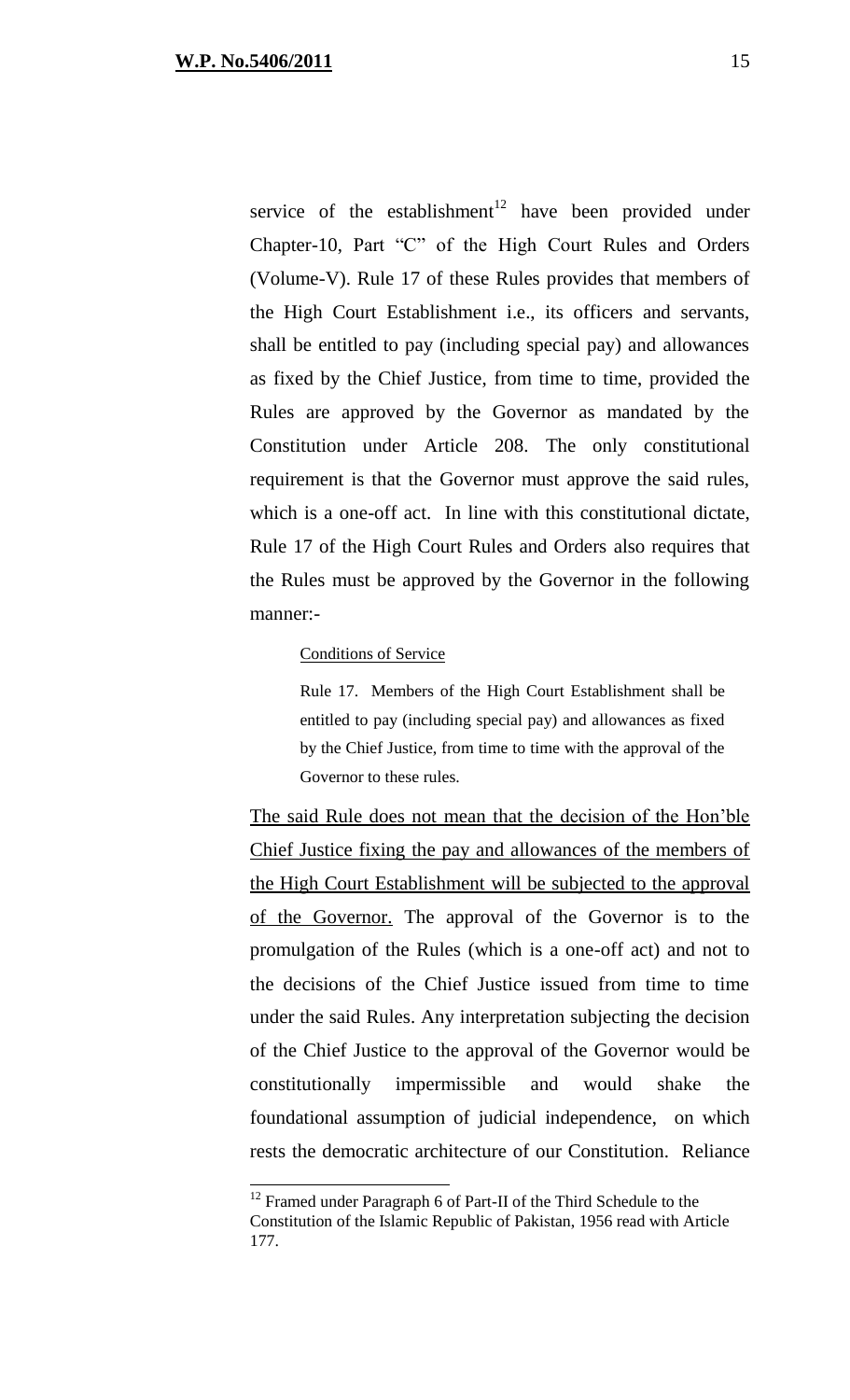service of the establishment[12] have been provided under Chapter-10, Part "C" of the High Court Rules and Orders (Volume-V). Rule 17 of these Rules provides that members of the High Court Establishment i.e., its officers and servants, shall be entitled to pay (including special pay) and allowances as fixed by the Chief Justice, from time to time, provided the Rules are approved by the Governor as mandated by the Constitution under Article 208. The only constitutional requirement is that the Governor must approve the said rules, which is a one-off act. In line with this constitutional dictate, Rule 17 of the High Court Rules and Orders also requires that the Rules must be approved by the Governor in the following manner:-

> Conditions of Service
>
> Rule 17. Members of the High Court Establishment shall be entitled to pay (including special pay) and allowances as fixed by the Chief Justice, from time to time with the approval of the Governor to these rules.

The said Rule does not mean that the decision of the Hon'ble Chief Justice fixing the pay and allowances of the members of the High Court Establishment will be subjected to the approval of the Governor. The approval of the Governor is to the promulgation of the Rules (which is a one-off act) and not to the decisions of the Chief Justice issued from time to time under the said Rules. Any interpretation subjecting the decision of the Chief Justice to the approval of the Governor would be constitutionally impermissible and would shake the foundational assumption of judicial independence, on which rests the democratic architecture of our Constitution. Reliance

---

[12] Framed under Paragraph 6 of Part-II of the Third Schedule to the Constitution of the Islamic Republic of Pakistan, 1956 read with Article 177.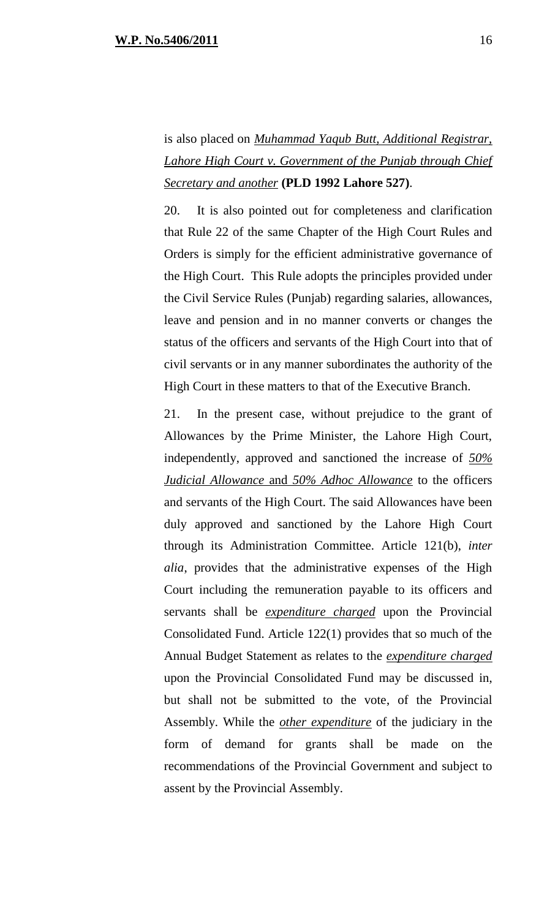is also placed on *Muhammad Yaqub Butt, Additional Registrar, Lahore High Court v. Government of the Punjab through Chief Secretary and another* **(PLD 1992 Lahore 527)**.

20. It is also pointed out for completeness and clarification that Rule 22 of the same Chapter of the High Court Rules and Orders is simply for the efficient administrative governance of the High Court. This Rule adopts the principles provided under the Civil Service Rules (Punjab) regarding salaries, allowances, leave and pension and in no manner converts or changes the status of the officers and servants of the High Court into that of civil servants or in any manner subordinates the authority of the High Court in these matters to that of the Executive Branch.

21. In the present case, without prejudice to the grant of Allowances by the Prime Minister, the Lahore High Court, independently, approved and sanctioned the increase of *50% Judicial Allowance* and *50% Adhoc Allowance* to the officers and servants of the High Court. The said Allowances have been duly approved and sanctioned by the Lahore High Court through its Administration Committee. Article 121(b), *inter alia*, provides that the administrative expenses of the High Court including the remuneration payable to its officers and servants shall be *expenditure charged* upon the Provincial Consolidated Fund. Article 122(1) provides that so much of the Annual Budget Statement as relates to the *expenditure charged* upon the Provincial Consolidated Fund may be discussed in, but shall not be submitted to the vote, of the Provincial Assembly. While the *other expenditure* of the judiciary in the form of demand for grants shall be made on the recommendations of the Provincial Government and subject to assent by the Provincial Assembly.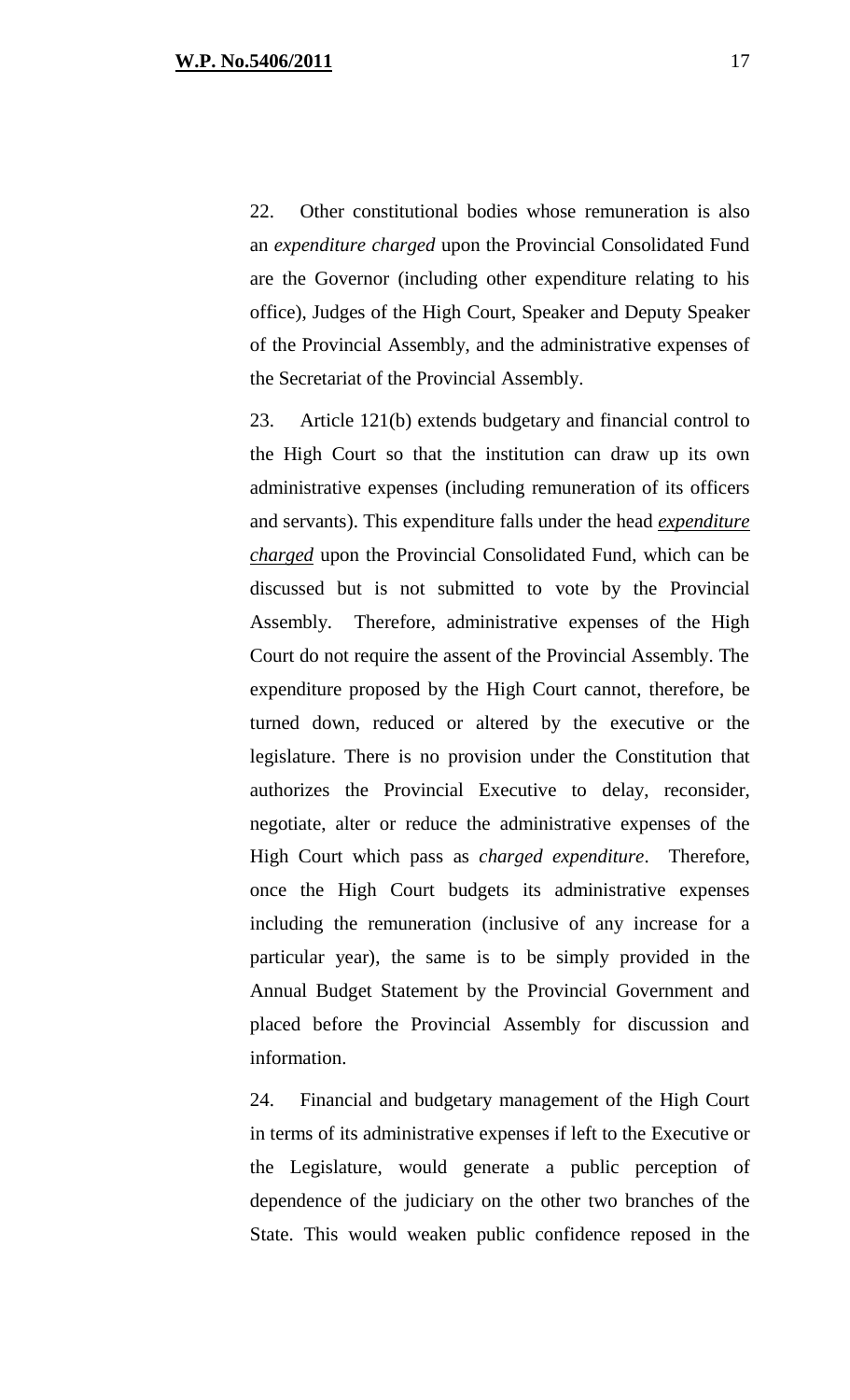22. Other constitutional bodies whose remuneration is also an *expenditure charged* upon the Provincial Consolidated Fund are the Governor (including other expenditure relating to his office), Judges of the High Court, Speaker and Deputy Speaker of the Provincial Assembly, and the administrative expenses of the Secretariat of the Provincial Assembly.

23. Article 121(b) extends budgetary and financial control to the High Court so that the institution can draw up its own administrative expenses (including remuneration of its officers and servants). This expenditure falls under the head ***expenditure charged*** upon the Provincial Consolidated Fund, which can be discussed but is not submitted to vote by the Provincial Assembly. Therefore, administrative expenses of the High Court do not require the assent of the Provincial Assembly. The expenditure proposed by the High Court cannot, therefore, be turned down, reduced or altered by the executive or the legislature. There is no provision under the Constitution that authorizes the Provincial Executive to delay, reconsider, negotiate, alter or reduce the administrative expenses of the High Court which pass as *charged expenditure*. Therefore, once the High Court budgets its administrative expenses including the remuneration (inclusive of any increase for a particular year), the same is to be simply provided in the Annual Budget Statement by the Provincial Government and placed before the Provincial Assembly for discussion and information.

24. Financial and budgetary management of the High Court in terms of its administrative expenses if left to the Executive or the Legislature, would generate a public perception of dependence of the judiciary on the other two branches of the State. This would weaken public confidence reposed in the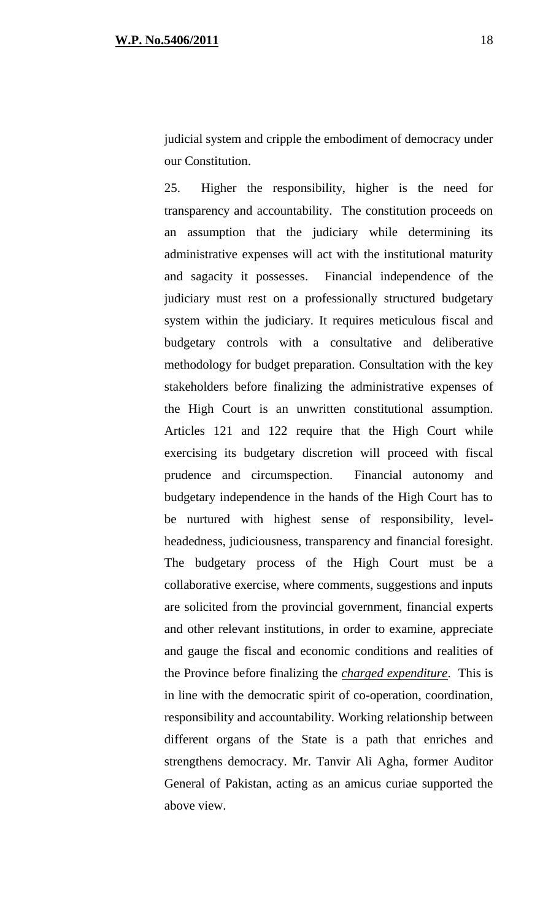judicial system and cripple the embodiment of democracy under our Constitution.

25. Higher the responsibility, higher is the need for transparency and accountability. The constitution proceeds on an assumption that the judiciary while determining its administrative expenses will act with the institutional maturity and sagacity it possesses. Financial independence of the judiciary must rest on a professionally structured budgetary system within the judiciary. It requires meticulous fiscal and budgetary controls with a consultative and deliberative methodology for budget preparation. Consultation with the key stakeholders before finalizing the administrative expenses of the High Court is an unwritten constitutional assumption. Articles 121 and 122 require that the High Court while exercising its budgetary discretion will proceed with fiscal prudence and circumspection. Financial autonomy and budgetary independence in the hands of the High Court has to be nurtured with highest sense of responsibility, level-headedness, judiciousness, transparency and financial foresight. The budgetary process of the High Court must be a collaborative exercise, where comments, suggestions and inputs are solicited from the provincial government, financial experts and other relevant institutions, in order to examine, appreciate and gauge the fiscal and economic conditions and realities of the Province before finalizing the ***charged expenditure***. This is in line with the democratic spirit of co-operation, coordination, responsibility and accountability. Working relationship between different organs of the State is a path that enriches and strengthens democracy. Mr. Tanvir Ali Agha, former Auditor General of Pakistan, acting as an amicus curiae supported the above view.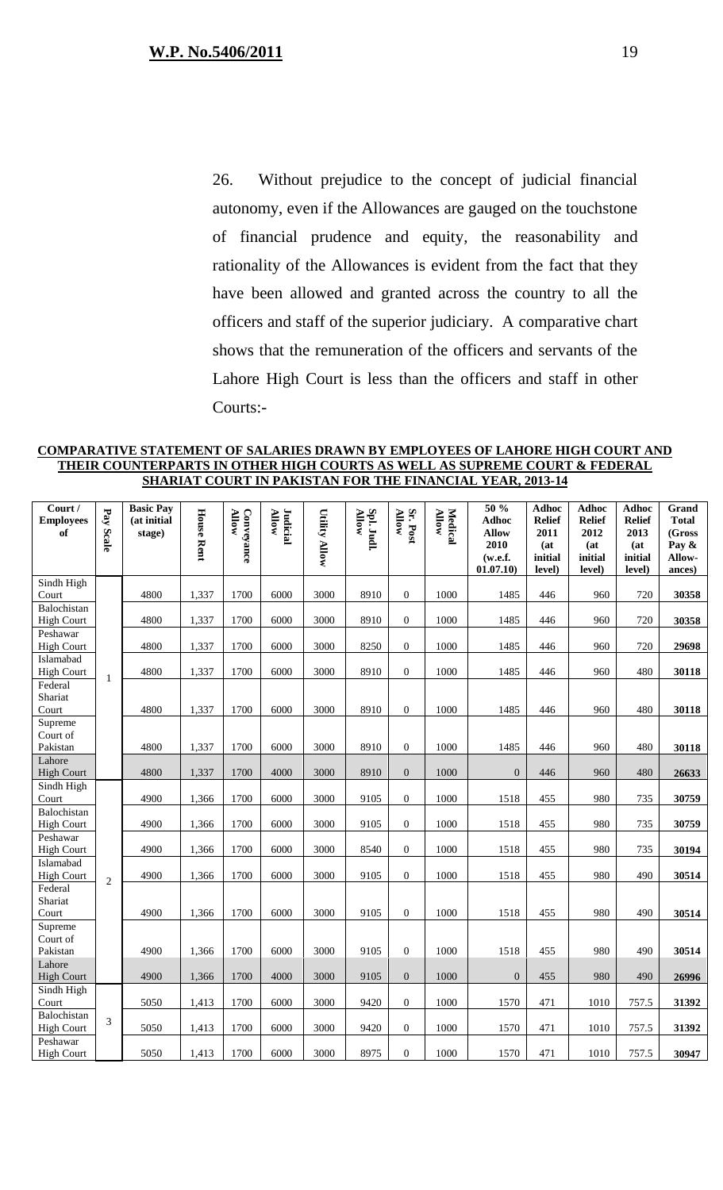26. Without prejudice to the concept of judicial financial autonomy, even if the Allowances are gauged on the touchstone of financial prudence and equity, the reasonability and rationality of the Allowances is evident from the fact that they have been allowed and granted across the country to all the officers and staff of the superior judiciary. A comparative chart shows that the remuneration of the officers and servants of the Lahore High Court is less than the officers and staff in other Courts:-

**COMPARATIVE STATEMENT OF SALARIES DRAWN BY EMPLOYEES OF LAHORE HIGH COURT AND THEIR COUNTERPARTS IN OTHER HIGH COURTS AS WELL AS SUPREME COURT & FEDERAL SHARIAT COURT IN PAKISTAN FOR THE FINANCIAL YEAR, 2013-14**

| Court / Employees of | Pay Scale | Basic Pay (at initial stage) | House Rent | Conveyance Allow | Judicial Allow | Utility Allow | Spl. Judl. Allow | Sr. Post Allow | Medical Allow | 50 % Adhoc Allow 2010 (w.e.f. 01.07.10) | Adhoc Relief 2011 (at initial level) | Adhoc Relief 2012 (at initial level) | Adhoc Relief 2013 (at initial level) | Grand Total (Gross Pay & Allow-ances) |
|---|---|---|---|---|---|---|---|---|---|---|---|---|---|---|
| Sindh High Court | 1 | 4800 | 1,337 | 1700 | 6000 | 3000 | 8910 | 0 | 1000 | 1485 | 446 | 960 | 720 | **30358** |
| Balochistan High Court | | 4800 | 1,337 | 1700 | 6000 | 3000 | 8910 | 0 | 1000 | 1485 | 446 | 960 | 720 | **30358** |
| Peshawar High Court | | 4800 | 1,337 | 1700 | 6000 | 3000 | 8250 | 0 | 1000 | 1485 | 446 | 960 | 720 | **29698** |
| Islamabad High Court | | 4800 | 1,337 | 1700 | 6000 | 3000 | 8910 | 0 | 1000 | 1485 | 446 | 960 | 480 | **30118** |
| Federal Shariat Court | | 4800 | 1,337 | 1700 | 6000 | 3000 | 8910 | 0 | 1000 | 1485 | 446 | 960 | 480 | **30118** |
| Supreme Court of Pakistan | | 4800 | 1,337 | 1700 | 6000 | 3000 | 8910 | 0 | 1000 | 1485 | 446 | 960 | 480 | **30118** |
| Lahore High Court | | 4800 | 1,337 | 1700 | 4000 | 3000 | 8910 | 0 | 1000 | 0 | 446 | 960 | 480 | **26633** |
| Sindh High Court | 2 | 4900 | 1,366 | 1700 | 6000 | 3000 | 9105 | 0 | 1000 | 1518 | 455 | 980 | 735 | **30759** |
| Balochistan High Court | | 4900 | 1,366 | 1700 | 6000 | 3000 | 9105 | 0 | 1000 | 1518 | 455 | 980 | 735 | **30759** |
| Peshawar High Court | | 4900 | 1,366 | 1700 | 6000 | 3000 | 8540 | 0 | 1000 | 1518 | 455 | 980 | 735 | **30194** |
| Islamabad High Court | | 4900 | 1,366 | 1700 | 6000 | 3000 | 9105 | 0 | 1000 | 1518 | 455 | 980 | 490 | **30514** |
| Federal Shariat Court | | 4900 | 1,366 | 1700 | 6000 | 3000 | 9105 | 0 | 1000 | 1518 | 455 | 980 | 490 | **30514** |
| Supreme Court of Pakistan | | 4900 | 1,366 | 1700 | 6000 | 3000 | 9105 | 0 | 1000 | 1518 | 455 | 980 | 490 | **30514** |
| Lahore High Court | | 4900 | 1,366 | 1700 | 4000 | 3000 | 9105 | 0 | 1000 | 0 | 455 | 980 | 490 | **26996** |
| Sindh High Court | 3 | 5050 | 1,413 | 1700 | 6000 | 3000 | 9420 | 0 | 1000 | 1570 | 471 | 1010 | 757.5 | **31392** |
| Balochistan High Court | | 5050 | 1,413 | 1700 | 6000 | 3000 | 9420 | 0 | 1000 | 1570 | 471 | 1010 | 757.5 | **31392** |
| Peshawar High Court | | 5050 | 1,413 | 1700 | 6000 | 3000 | 8975 | 0 | 1000 | 1570 | 471 | 1010 | 757.5 | **30947** |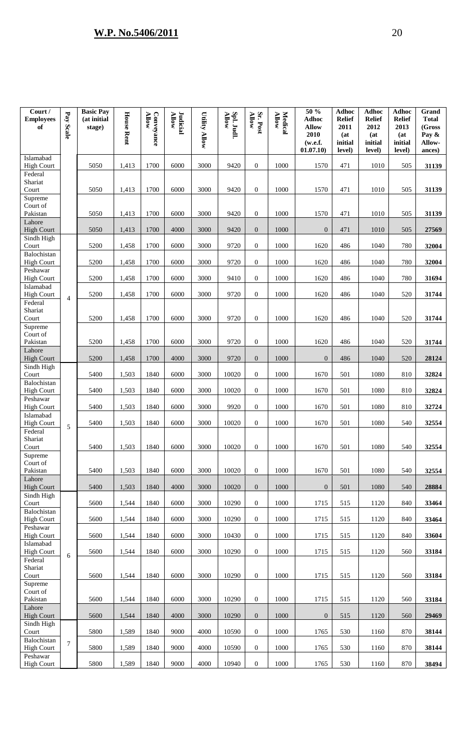| Court / Employees of | Pay Scale | Basic Pay (at initial stage) | House Rent | Conveyance Allow | Judicial Allow | Utility Allow | Spl. Judl. Allow | Sr. Post Allow | Medical Allow | 50 % Adhoc Allow 2010 (w.e.f. 01.07.10) | Adhoc Relief 2011 (at initial level) | Adhoc Relief 2012 (at initial level) | Adhoc Relief 2013 (at initial level) | Grand Total (Gross Pay & Allow-ances) |
|---|---|---|---|---|---|---|---|---|---|---|---|---|---|---|
| Islamabad High Court | | 5050 | 1,413 | 1700 | 6000 | 3000 | 9420 | 0 | 1000 | 1570 | 471 | 1010 | 505 | **31139** |
| Federal Shariat Court | | 5050 | 1,413 | 1700 | 6000 | 3000 | 9420 | 0 | 1000 | 1570 | 471 | 1010 | 505 | **31139** |
| Supreme Court of Pakistan | | 5050 | 1,413 | 1700 | 6000 | 3000 | 9420 | 0 | 1000 | 1570 | 471 | 1010 | 505 | **31139** |
| Lahore High Court | | 5050 | 1,413 | 1700 | 4000 | 3000 | 9420 | 0 | 1000 | 0 | 471 | 1010 | 505 | **27569** |
| Sindh High Court | 4 | 5200 | 1,458 | 1700 | 6000 | 3000 | 9720 | 0 | 1000 | 1620 | 486 | 1040 | 780 | **32004** |
| Balochistan High Court | | 5200 | 1,458 | 1700 | 6000 | 3000 | 9720 | 0 | 1000 | 1620 | 486 | 1040 | 780 | **32004** |
| Peshawar High Court | | 5200 | 1,458 | 1700 | 6000 | 3000 | 9410 | 0 | 1000 | 1620 | 486 | 1040 | 780 | **31694** |
| Islamabad High Court | | 5200 | 1,458 | 1700 | 6000 | 3000 | 9720 | 0 | 1000 | 1620 | 486 | 1040 | 520 | **31744** |
| Federal Shariat Court | | 5200 | 1,458 | 1700 | 6000 | 3000 | 9720 | 0 | 1000 | 1620 | 486 | 1040 | 520 | **31744** |
| Supreme Court of Pakistan | | 5200 | 1,458 | 1700 | 6000 | 3000 | 9720 | 0 | 1000 | 1620 | 486 | 1040 | 520 | **31744** |
| Lahore High Court | | 5200 | 1,458 | 1700 | 4000 | 3000 | 9720 | 0 | 1000 | 0 | 486 | 1040 | 520 | **28124** |
| Sindh High Court | 5 | 5400 | 1,503 | 1840 | 6000 | 3000 | 10020 | 0 | 1000 | 1670 | 501 | 1080 | 810 | **32824** |
| Balochistan High Court | | 5400 | 1,503 | 1840 | 6000 | 3000 | 10020 | 0 | 1000 | 1670 | 501 | 1080 | 810 | **32824** |
| Peshawar High Court | | 5400 | 1,503 | 1840 | 6000 | 3000 | 9920 | 0 | 1000 | 1670 | 501 | 1080 | 810 | **32724** |
| Islamabad High Court | | 5400 | 1,503 | 1840 | 6000 | 3000 | 10020 | 0 | 1000 | 1670 | 501 | 1080 | 540 | **32554** |
| Federal Shariat Court | | 5400 | 1,503 | 1840 | 6000 | 3000 | 10020 | 0 | 1000 | 1670 | 501 | 1080 | 540 | **32554** |
| Supreme Court of Pakistan | | 5400 | 1,503 | 1840 | 6000 | 3000 | 10020 | 0 | 1000 | 1670 | 501 | 1080 | 540 | **32554** |
| Lahore High Court | | 5400 | 1,503 | 1840 | 4000 | 3000 | 10020 | 0 | 1000 | 0 | 501 | 1080 | 540 | **28884** |
| Sindh High Court | 6 | 5600 | 1,544 | 1840 | 6000 | 3000 | 10290 | 0 | 1000 | 1715 | 515 | 1120 | 840 | **33464** |
| Balochistan High Court | | 5600 | 1,544 | 1840 | 6000 | 3000 | 10290 | 0 | 1000 | 1715 | 515 | 1120 | 840 | **33464** |
| Peshawar High Court | | 5600 | 1,544 | 1840 | 6000 | 3000 | 10430 | 0 | 1000 | 1715 | 515 | 1120 | 840 | **33604** |
| Islamabad High Court | | 5600 | 1,544 | 1840 | 6000 | 3000 | 10290 | 0 | 1000 | 1715 | 515 | 1120 | 560 | **33184** |
| Federal Shariat Court | | 5600 | 1,544 | 1840 | 6000 | 3000 | 10290 | 0 | 1000 | 1715 | 515 | 1120 | 560 | **33184** |
| Supreme Court of Pakistan | | 5600 | 1,544 | 1840 | 6000 | 3000 | 10290 | 0 | 1000 | 1715 | 515 | 1120 | 560 | **33184** |
| Lahore High Court | | 5600 | 1,544 | 1840 | 4000 | 3000 | 10290 | 0 | 1000 | 0 | 515 | 1120 | 560 | **29469** |
| Sindh High Court | 7 | 5800 | 1,589 | 1840 | 9000 | 4000 | 10590 | 0 | 1000 | 1765 | 530 | 1160 | 870 | **38144** |
| Balochistan High Court | | 5800 | 1,589 | 1840 | 9000 | 4000 | 10590 | 0 | 1000 | 1765 | 530 | 1160 | 870 | **38144** |
| Peshawar High Court | | 5800 | 1,589 | 1840 | 9000 | 4000 | 10940 | 0 | 1000 | 1765 | 530 | 1160 | 870 | **38494** |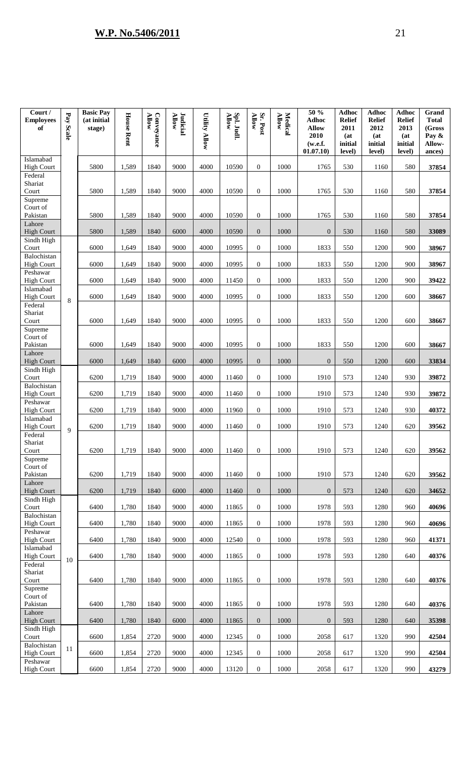| Court / Employees of | Pay Scale | Basic Pay (at initial stage) | House Rent | Conveyance Allow | Judicial Allow | Utility Allow | Spl. Judl. Allow | Sr. Post Allow | Medical Allow | 50 % Adhoc Allow 2010 (w.e.f. 01.07.10) | Adhoc Relief 2011 (at initial level) | Adhoc Relief 2012 (at initial level) | Adhoc Relief 2013 (at initial level) | Grand Total (Gross Pay & Allow-ances) |
|---|---|---|---|---|---|---|---|---|---|---|---|---|---|---|
| Islamabad High Court | | 5800 | 1,589 | 1840 | 9000 | 4000 | 10590 | 0 | 1000 | 1765 | 530 | 1160 | 580 | **37854** |
| Federal Shariat Court | | 5800 | 1,589 | 1840 | 9000 | 4000 | 10590 | 0 | 1000 | 1765 | 530 | 1160 | 580 | **37854** |
| Supreme Court of Pakistan | | 5800 | 1,589 | 1840 | 9000 | 4000 | 10590 | 0 | 1000 | 1765 | 530 | 1160 | 580 | **37854** |
| Lahore High Court | | 5800 | 1,589 | 1840 | 6000 | 4000 | 10590 | 0 | 1000 | 0 | 530 | 1160 | 580 | **33089** |
| Sindh High Court | 8 | 6000 | 1,649 | 1840 | 9000 | 4000 | 10995 | 0 | 1000 | 1833 | 550 | 1200 | 900 | **38967** |
| Balochistan High Court | | 6000 | 1,649 | 1840 | 9000 | 4000 | 10995 | 0 | 1000 | 1833 | 550 | 1200 | 900 | **38967** |
| Peshawar High Court | | 6000 | 1,649 | 1840 | 9000 | 4000 | 11450 | 0 | 1000 | 1833 | 550 | 1200 | 900 | **39422** |
| Islamabad High Court | | 6000 | 1,649 | 1840 | 9000 | 4000 | 10995 | 0 | 1000 | 1833 | 550 | 1200 | 600 | **38667** |
| Federal Shariat Court | | 6000 | 1,649 | 1840 | 9000 | 4000 | 10995 | 0 | 1000 | 1833 | 550 | 1200 | 600 | **38667** |
| Supreme Court of Pakistan | | 6000 | 1,649 | 1840 | 9000 | 4000 | 10995 | 0 | 1000 | 1833 | 550 | 1200 | 600 | **38667** |
| Lahore High Court | | 6000 | 1,649 | 1840 | 6000 | 4000 | 10995 | 0 | 1000 | 0 | 550 | 1200 | 600 | **33834** |
| Sindh High Court | 9 | 6200 | 1,719 | 1840 | 9000 | 4000 | 11460 | 0 | 1000 | 1910 | 573 | 1240 | 930 | **39872** |
| Balochistan High Court | | 6200 | 1,719 | 1840 | 9000 | 4000 | 11460 | 0 | 1000 | 1910 | 573 | 1240 | 930 | **39872** |
| Peshawar High Court | | 6200 | 1,719 | 1840 | 9000 | 4000 | 11960 | 0 | 1000 | 1910 | 573 | 1240 | 930 | **40372** |
| Islamabad High Court | | 6200 | 1,719 | 1840 | 9000 | 4000 | 11460 | 0 | 1000 | 1910 | 573 | 1240 | 620 | **39562** |
| Federal Shariat Court | | 6200 | 1,719 | 1840 | 9000 | 4000 | 11460 | 0 | 1000 | 1910 | 573 | 1240 | 620 | **39562** |
| Supreme Court of Pakistan | | 6200 | 1,719 | 1840 | 9000 | 4000 | 11460 | 0 | 1000 | 1910 | 573 | 1240 | 620 | **39562** |
| Lahore High Court | | 6200 | 1,719 | 1840 | 6000 | 4000 | 11460 | 0 | 1000 | 0 | 573 | 1240 | 620 | **34652** |
| Sindh High Court | 10 | 6400 | 1,780 | 1840 | 9000 | 4000 | 11865 | 0 | 1000 | 1978 | 593 | 1280 | 960 | **40696** |
| Balochistan High Court | | 6400 | 1,780 | 1840 | 9000 | 4000 | 11865 | 0 | 1000 | 1978 | 593 | 1280 | 960 | **40696** |
| Peshawar High Court | | 6400 | 1,780 | 1840 | 9000 | 4000 | 12540 | 0 | 1000 | 1978 | 593 | 1280 | 960 | **41371** |
| Islamabad High Court | | 6400 | 1,780 | 1840 | 9000 | 4000 | 11865 | 0 | 1000 | 1978 | 593 | 1280 | 640 | **40376** |
| Federal Shariat Court | | 6400 | 1,780 | 1840 | 9000 | 4000 | 11865 | 0 | 1000 | 1978 | 593 | 1280 | 640 | **40376** |
| Supreme Court of Pakistan | | 6400 | 1,780 | 1840 | 9000 | 4000 | 11865 | 0 | 1000 | 1978 | 593 | 1280 | 640 | **40376** |
| Lahore High Court | | 6400 | 1,780 | 1840 | 6000 | 4000 | 11865 | 0 | 1000 | 0 | 593 | 1280 | 640 | **35398** |
| Sindh High Court | 11 | 6600 | 1,854 | 2720 | 9000 | 4000 | 12345 | 0 | 1000 | 2058 | 617 | 1320 | 990 | **42504** |
| Balochistan High Court | | 6600 | 1,854 | 2720 | 9000 | 4000 | 12345 | 0 | 1000 | 2058 | 617 | 1320 | 990 | **42504** |
| Peshawar High Court | | 6600 | 1,854 | 2720 | 9000 | 4000 | 13120 | 0 | 1000 | 2058 | 617 | 1320 | 990 | **43279** |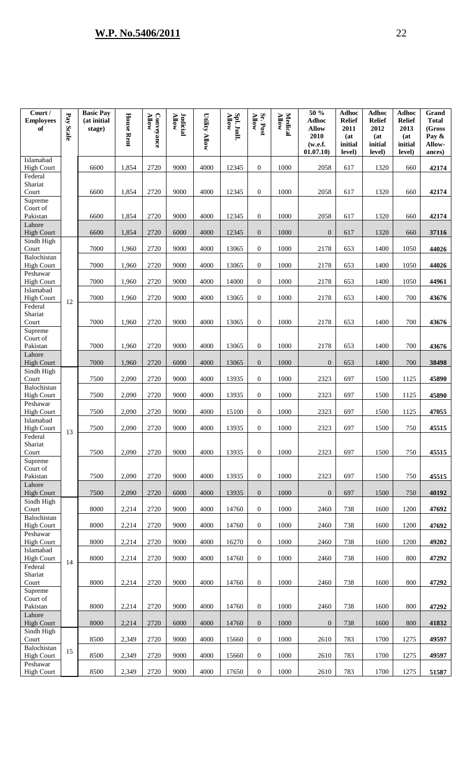| Court / Employees of | Pay Scale | Basic Pay (at initial stage) | House Rent | Conveyance Allow | Judicial Allow | Utility Allow | Spl. Judl. Allow | Sr. Post Allow | Medical Allow | 50 % Adhoc Allow 2010 (w.e.f. 01.07.10) | Adhoc Relief 2011 (at initial level) | Adhoc Relief 2012 (at initial level) | Adhoc Relief 2013 (at initial level) | Grand Total (Gross Pay & Allow-ances) |
|---|---|---|---|---|---|---|---|---|---|---|---|---|---|---|
| Islamabad High Court | | 6600 | 1,854 | 2720 | 9000 | 4000 | 12345 | 0 | 1000 | 2058 | 617 | 1320 | 660 | **42174** |
| Federal Shariat Court | | 6600 | 1,854 | 2720 | 9000 | 4000 | 12345 | 0 | 1000 | 2058 | 617 | 1320 | 660 | **42174** |
| Supreme Court of Pakistan | | 6600 | 1,854 | 2720 | 9000 | 4000 | 12345 | 0 | 1000 | 2058 | 617 | 1320 | 660 | **42174** |
| Lahore High Court | | 6600 | 1,854 | 2720 | 6000 | 4000 | 12345 | 0 | 1000 | 0 | 617 | 1320 | 660 | **37116** |
| Sindh High Court | 12 | 7000 | 1,960 | 2720 | 9000 | 4000 | 13065 | 0 | 1000 | 2178 | 653 | 1400 | 1050 | **44026** |
| Balochistan High Court | | 7000 | 1,960 | 2720 | 9000 | 4000 | 13065 | 0 | 1000 | 2178 | 653 | 1400 | 1050 | **44026** |
| Peshawar High Court | | 7000 | 1,960 | 2720 | 9000 | 4000 | 14000 | 0 | 1000 | 2178 | 653 | 1400 | 1050 | **44961** |
| Islamabad High Court | | 7000 | 1,960 | 2720 | 9000 | 4000 | 13065 | 0 | 1000 | 2178 | 653 | 1400 | 700 | **43676** |
| Federal Shariat Court | | 7000 | 1,960 | 2720 | 9000 | 4000 | 13065 | 0 | 1000 | 2178 | 653 | 1400 | 700 | **43676** |
| Supreme Court of Pakistan | | 7000 | 1,960 | 2720 | 9000 | 4000 | 13065 | 0 | 1000 | 2178 | 653 | 1400 | 700 | **43676** |
| Lahore High Court | | 7000 | 1,960 | 2720 | 6000 | 4000 | 13065 | 0 | 1000 | 0 | 653 | 1400 | 700 | **38498** |
| Sindh High Court | 13 | 7500 | 2,090 | 2720 | 9000 | 4000 | 13935 | 0 | 1000 | 2323 | 697 | 1500 | 1125 | **45890** |
| Balochistan High Court | | 7500 | 2,090 | 2720 | 9000 | 4000 | 13935 | 0 | 1000 | 2323 | 697 | 1500 | 1125 | **45890** |
| Peshawar High Court | | 7500 | 2,090 | 2720 | 9000 | 4000 | 15100 | 0 | 1000 | 2323 | 697 | 1500 | 1125 | **47055** |
| Islamabad High Court | | 7500 | 2,090 | 2720 | 9000 | 4000 | 13935 | 0 | 1000 | 2323 | 697 | 1500 | 750 | **45515** |
| Federal Shariat Court | | 7500 | 2,090 | 2720 | 9000 | 4000 | 13935 | 0 | 1000 | 2323 | 697 | 1500 | 750 | **45515** |
| Supreme Court of Pakistan | | 7500 | 2,090 | 2720 | 9000 | 4000 | 13935 | 0 | 1000 | 2323 | 697 | 1500 | 750 | **45515** |
| Lahore High Court | | 7500 | 2,090 | 2720 | 6000 | 4000 | 13935 | 0 | 1000 | 0 | 697 | 1500 | 750 | **40192** |
| Sindh High Court | 14 | 8000 | 2,214 | 2720 | 9000 | 4000 | 14760 | 0 | 1000 | 2460 | 738 | 1600 | 1200 | **47692** |
| Balochistan High Court | | 8000 | 2,214 | 2720 | 9000 | 4000 | 14760 | 0 | 1000 | 2460 | 738 | 1600 | 1200 | **47692** |
| Peshawar High Court | | 8000 | 2,214 | 2720 | 9000 | 4000 | 16270 | 0 | 1000 | 2460 | 738 | 1600 | 1200 | **49202** |
| Islamabad High Court | | 8000 | 2,214 | 2720 | 9000 | 4000 | 14760 | 0 | 1000 | 2460 | 738 | 1600 | 800 | **47292** |
| Federal Shariat Court | | 8000 | 2,214 | 2720 | 9000 | 4000 | 14760 | 0 | 1000 | 2460 | 738 | 1600 | 800 | **47292** |
| Supreme Court of Pakistan | | 8000 | 2,214 | 2720 | 9000 | 4000 | 14760 | 0 | 1000 | 2460 | 738 | 1600 | 800 | **47292** |
| Lahore High Court | | 8000 | 2,214 | 2720 | 6000 | 4000 | 14760 | 0 | 1000 | 0 | 738 | 1600 | 800 | **41832** |
| Sindh High Court | 15 | 8500 | 2,349 | 2720 | 9000 | 4000 | 15660 | 0 | 1000 | 2610 | 783 | 1700 | 1275 | **49597** |
| Balochistan High Court | | 8500 | 2,349 | 2720 | 9000 | 4000 | 15660 | 0 | 1000 | 2610 | 783 | 1700 | 1275 | **49597** |
| Peshawar High Court | | 8500 | 2,349 | 2720 | 9000 | 4000 | 17650 | 0 | 1000 | 2610 | 783 | 1700 | 1275 | **51587** |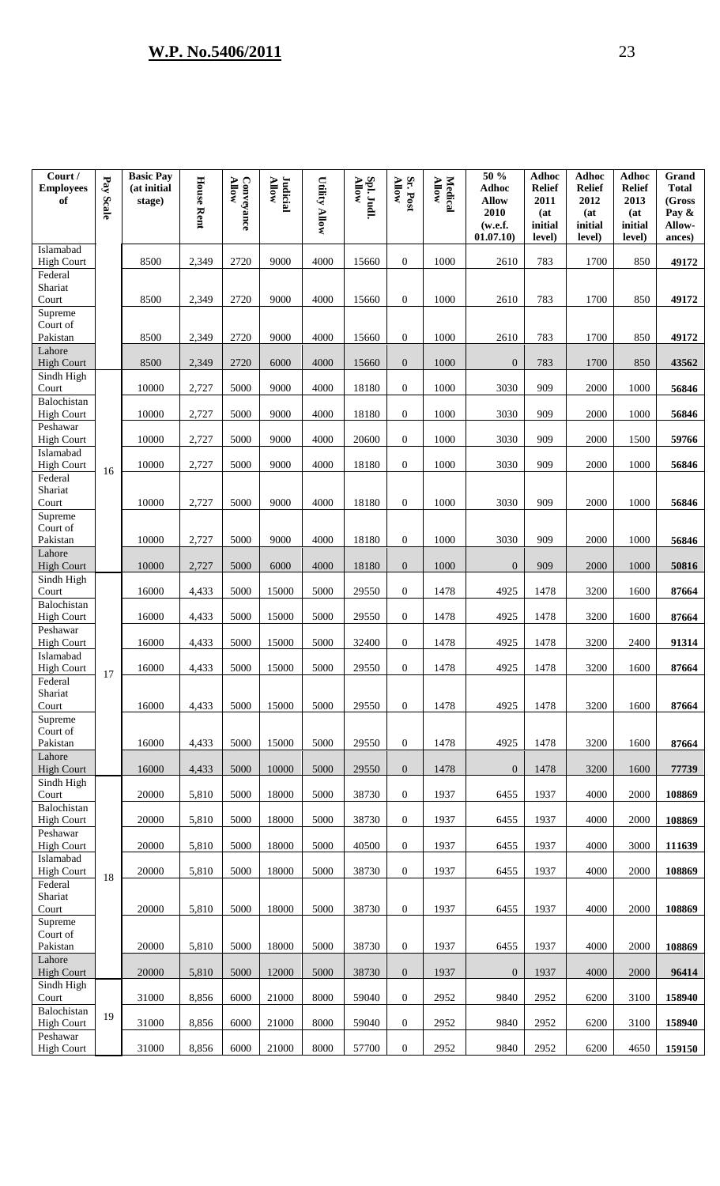| Court / Employees of | Pay Scale | Basic Pay (at initial stage) | House Rent | Conveyance Allow | Judicial Allow | Utility Allow | Spl. Judl. Allow | Sr. Post Allow | Medical Allow | 50 % Adhoc Allow 2010 (w.e.f. 01.07.10) | Adhoc Relief 2011 (at initial level) | Adhoc Relief 2012 (at initial level) | Adhoc Relief 2013 (at initial level) | Grand Total (Gross Pay & Allow-ances) |
|---|---|---|---|---|---|---|---|---|---|---|---|---|---|---|
| Islamabad High Court | | 8500 | 2,349 | 2720 | 9000 | 4000 | 15660 | 0 | 1000 | 2610 | 783 | 1700 | 850 | **49172** |
| Federal Shariat Court | | 8500 | 2,349 | 2720 | 9000 | 4000 | 15660 | 0 | 1000 | 2610 | 783 | 1700 | 850 | **49172** |
| Supreme Court of Pakistan | | 8500 | 2,349 | 2720 | 9000 | 4000 | 15660 | 0 | 1000 | 2610 | 783 | 1700 | 850 | **49172** |
| Lahore High Court | | 8500 | 2,349 | 2720 | 6000 | 4000 | 15660 | 0 | 1000 | 0 | 783 | 1700 | 850 | **43562** |
| Sindh High Court | 16 | 10000 | 2,727 | 5000 | 9000 | 4000 | 18180 | 0 | 1000 | 3030 | 909 | 2000 | 1000 | **56846** |
| Balochistan High Court | | 10000 | 2,727 | 5000 | 9000 | 4000 | 18180 | 0 | 1000 | 3030 | 909 | 2000 | 1000 | **56846** |
| Peshawar High Court | | 10000 | 2,727 | 5000 | 9000 | 4000 | 20600 | 0 | 1000 | 3030 | 909 | 2000 | 1500 | **59766** |
| Islamabad High Court | | 10000 | 2,727 | 5000 | 9000 | 4000 | 18180 | 0 | 1000 | 3030 | 909 | 2000 | 1000 | **56846** |
| Federal Shariat Court | | 10000 | 2,727 | 5000 | 9000 | 4000 | 18180 | 0 | 1000 | 3030 | 909 | 2000 | 1000 | **56846** |
| Supreme Court of Pakistan | | 10000 | 2,727 | 5000 | 9000 | 4000 | 18180 | 0 | 1000 | 3030 | 909 | 2000 | 1000 | **56846** |
| Lahore High Court | | 10000 | 2,727 | 5000 | 6000 | 4000 | 18180 | 0 | 1000 | 0 | 909 | 2000 | 1000 | **50816** |
| Sindh High Court | 17 | 16000 | 4,433 | 5000 | 15000 | 5000 | 29550 | 0 | 1478 | 4925 | 1478 | 3200 | 1600 | **87664** |
| Balochistan High Court | | 16000 | 4,433 | 5000 | 15000 | 5000 | 29550 | 0 | 1478 | 4925 | 1478 | 3200 | 1600 | **87664** |
| Peshawar High Court | | 16000 | 4,433 | 5000 | 15000 | 5000 | 32400 | 0 | 1478 | 4925 | 1478 | 3200 | 2400 | **91314** |
| Islamabad High Court | | 16000 | 4,433 | 5000 | 15000 | 5000 | 29550 | 0 | 1478 | 4925 | 1478 | 3200 | 1600 | **87664** |
| Federal Shariat Court | | 16000 | 4,433 | 5000 | 15000 | 5000 | 29550 | 0 | 1478 | 4925 | 1478 | 3200 | 1600 | **87664** |
| Supreme Court of Pakistan | | 16000 | 4,433 | 5000 | 15000 | 5000 | 29550 | 0 | 1478 | 4925 | 1478 | 3200 | 1600 | **87664** |
| Lahore High Court | | 16000 | 4,433 | 5000 | 10000 | 5000 | 29550 | 0 | 1478 | 0 | 1478 | 3200 | 1600 | **77739** |
| Sindh High Court | 18 | 20000 | 5,810 | 5000 | 18000 | 5000 | 38730 | 0 | 1937 | 6455 | 1937 | 4000 | 2000 | **108869** |
| Balochistan High Court | | 20000 | 5,810 | 5000 | 18000 | 5000 | 38730 | 0 | 1937 | 6455 | 1937 | 4000 | 2000 | **108869** |
| Peshawar High Court | | 20000 | 5,810 | 5000 | 18000 | 5000 | 40500 | 0 | 1937 | 6455 | 1937 | 4000 | 3000 | **111639** |
| Islamabad High Court | | 20000 | 5,810 | 5000 | 18000 | 5000 | 38730 | 0 | 1937 | 6455 | 1937 | 4000 | 2000 | **108869** |
| Federal Shariat Court | | 20000 | 5,810 | 5000 | 18000 | 5000 | 38730 | 0 | 1937 | 6455 | 1937 | 4000 | 2000 | **108869** |
| Supreme Court of Pakistan | | 20000 | 5,810 | 5000 | 18000 | 5000 | 38730 | 0 | 1937 | 6455 | 1937 | 4000 | 2000 | **108869** |
| Lahore High Court | | 20000 | 5,810 | 5000 | 12000 | 5000 | 38730 | 0 | 1937 | 0 | 1937 | 4000 | 2000 | **96414** |
| Sindh High Court | 19 | 31000 | 8,856 | 6000 | 21000 | 8000 | 59040 | 0 | 2952 | 9840 | 2952 | 6200 | 3100 | **158940** |
| Balochistan High Court | | 31000 | 8,856 | 6000 | 21000 | 8000 | 59040 | 0 | 2952 | 9840 | 2952 | 6200 | 3100 | **158940** |
| Peshawar High Court | | 31000 | 8,856 | 6000 | 21000 | 8000 | 57700 | 0 | 2952 | 9840 | 2952 | 6200 | 4650 | **159150** |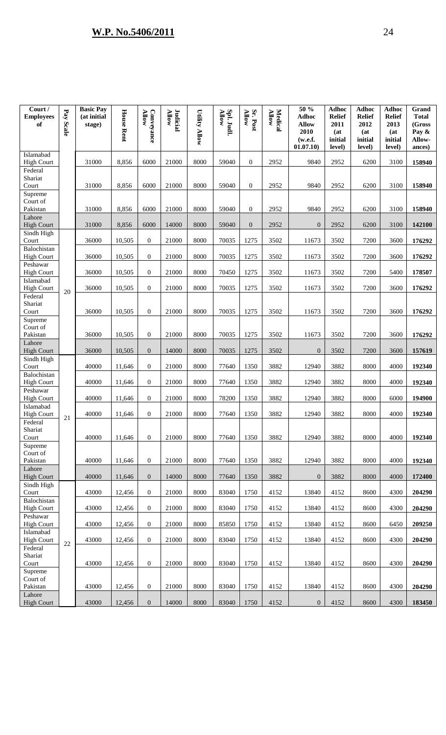| Court / Employees of | Pay Scale | Basic Pay (at initial stage) | House Rent | Conveyance Allow | Judicial Allow | Utility Allow | Spl. Judl. Allow | Sr. Post Allow | Medical Allow | 50 % Adhoc Allow 2010 (w.e.f. 01.07.10) | Adhoc Relief 2011 (at initial level) | Adhoc Relief 2012 (at initial level) | Adhoc Relief 2013 (at initial level) | Grand Total (Gross Pay & Allow-ances) |
|---|---|---|---|---|---|---|---|---|---|---|---|---|---|---|
| Islamabad High Court | | 31000 | 8,856 | 6000 | 21000 | 8000 | 59040 | 0 | 2952 | 9840 | 2952 | 6200 | 3100 | **158940** |
| Federal Shariat Court | | 31000 | 8,856 | 6000 | 21000 | 8000 | 59040 | 0 | 2952 | 9840 | 2952 | 6200 | 3100 | **158940** |
| Supreme Court of Pakistan | | 31000 | 8,856 | 6000 | 21000 | 8000 | 59040 | 0 | 2952 | 9840 | 2952 | 6200 | 3100 | **158940** |
| Lahore High Court | | 31000 | 8,856 | 6000 | 14000 | 8000 | 59040 | 0 | 2952 | 0 | 2952 | 6200 | 3100 | **142100** |
| Sindh High Court | 20 | 36000 | 10,505 | 0 | 21000 | 8000 | 70035 | 1275 | 3502 | 11673 | 3502 | 7200 | 3600 | **176292** |
| Balochistan High Court | | 36000 | 10,505 | 0 | 21000 | 8000 | 70035 | 1275 | 3502 | 11673 | 3502 | 7200 | 3600 | **176292** |
| Peshawar High Court | | 36000 | 10,505 | 0 | 21000 | 8000 | 70450 | 1275 | 3502 | 11673 | 3502 | 7200 | 5400 | **178507** |
| Islamabad High Court | | 36000 | 10,505 | 0 | 21000 | 8000 | 70035 | 1275 | 3502 | 11673 | 3502 | 7200 | 3600 | **176292** |
| Federal Shariat Court | | 36000 | 10,505 | 0 | 21000 | 8000 | 70035 | 1275 | 3502 | 11673 | 3502 | 7200 | 3600 | **176292** |
| Supreme Court of Pakistan | | 36000 | 10,505 | 0 | 21000 | 8000 | 70035 | 1275 | 3502 | 11673 | 3502 | 7200 | 3600 | **176292** |
| Lahore High Court | | 36000 | 10,505 | 0 | 14000 | 8000 | 70035 | 1275 | 3502 | 0 | 3502 | 7200 | 3600 | **157619** |
| Sindh High Court | 21 | 40000 | 11,646 | 0 | 21000 | 8000 | 77640 | 1350 | 3882 | 12940 | 3882 | 8000 | 4000 | **192340** |
| Balochistan High Court | | 40000 | 11,646 | 0 | 21000 | 8000 | 77640 | 1350 | 3882 | 12940 | 3882 | 8000 | 4000 | **192340** |
| Peshawar High Court | | 40000 | 11,646 | 0 | 21000 | 8000 | 78200 | 1350 | 3882 | 12940 | 3882 | 8000 | 6000 | **194900** |
| Islamabad High Court | | 40000 | 11,646 | 0 | 21000 | 8000 | 77640 | 1350 | 3882 | 12940 | 3882 | 8000 | 4000 | **192340** |
| Federal Shariat Court | | 40000 | 11,646 | 0 | 21000 | 8000 | 77640 | 1350 | 3882 | 12940 | 3882 | 8000 | 4000 | **192340** |
| Supreme Court of Pakistan | | 40000 | 11,646 | 0 | 21000 | 8000 | 77640 | 1350 | 3882 | 12940 | 3882 | 8000 | 4000 | **192340** |
| Lahore High Court | | 40000 | 11,646 | 0 | 14000 | 8000 | 77640 | 1350 | 3882 | 0 | 3882 | 8000 | 4000 | **172400** |
| Sindh High Court | 22 | 43000 | 12,456 | 0 | 21000 | 8000 | 83040 | 1750 | 4152 | 13840 | 4152 | 8600 | 4300 | **204290** |
| Balochistan High Court | | 43000 | 12,456 | 0 | 21000 | 8000 | 83040 | 1750 | 4152 | 13840 | 4152 | 8600 | 4300 | **204290** |
| Peshawar High Court | | 43000 | 12,456 | 0 | 21000 | 8000 | 85850 | 1750 | 4152 | 13840 | 4152 | 8600 | 6450 | **209250** |
| Islamabad High Court | | 43000 | 12,456 | 0 | 21000 | 8000 | 83040 | 1750 | 4152 | 13840 | 4152 | 8600 | 4300 | **204290** |
| Federal Shariat Court | | 43000 | 12,456 | 0 | 21000 | 8000 | 83040 | 1750 | 4152 | 13840 | 4152 | 8600 | 4300 | **204290** |
| Supreme Court of Pakistan | | 43000 | 12,456 | 0 | 21000 | 8000 | 83040 | 1750 | 4152 | 13840 | 4152 | 8600 | 4300 | **204290** |
| Lahore High Court | | 43000 | 12,456 | 0 | 14000 | 8000 | 83040 | 1750 | 4152 | 0 | 4152 | 8600 | 4300 | **183450** |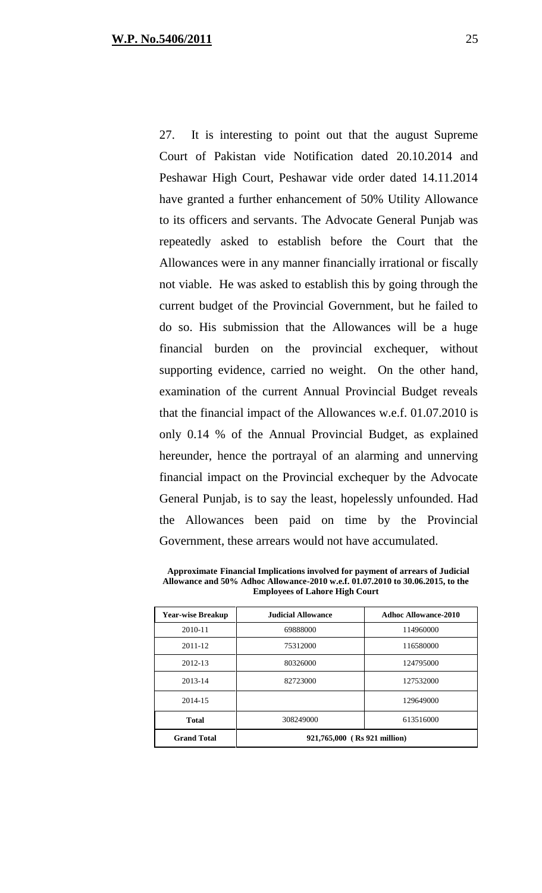27. It is interesting to point out that the august Supreme Court of Pakistan vide Notification dated 20.10.2014 and Peshawar High Court, Peshawar vide order dated 14.11.2014 have granted a further enhancement of 50% Utility Allowance to its officers and servants. The Advocate General Punjab was repeatedly asked to establish before the Court that the Allowances were in any manner financially irrational or fiscally not viable. He was asked to establish this by going through the current budget of the Provincial Government, but he failed to do so. His submission that the Allowances will be a huge financial burden on the provincial exchequer, without supporting evidence, carried no weight. On the other hand, examination of the current Annual Provincial Budget reveals that the financial impact of the Allowances w.e.f. 01.07.2010 is only 0.14 % of the Annual Provincial Budget, as explained hereunder, hence the portrayal of an alarming and unnerving financial impact on the Provincial exchequer by the Advocate General Punjab, is to say the least, hopelessly unfounded. Had the Allowances been paid on time by the Provincial Government, these arrears would not have accumulated.

**Approximate Financial Implications involved for payment of arrears of Judicial Allowance and 50% Adhoc Allowance-2010 w.e.f. 01.07.2010 to 30.06.2015, to the Employees of Lahore High Court**

| Year-wise Breakup | Judicial Allowance | Adhoc Allowance-2010 |
|---|---|---|
| 2010-11 | 69888000 | 114960000 |
| 2011-12 | 75312000 | 116580000 |
| 2012-13 | 80326000 | 124795000 |
| 2013-14 | 82723000 | 127532000 |
| 2014-15 | | 129649000 |
| **Total** | 308249000 | 613516000 |
| **Grand Total** | **921,765,000 ( Rs 921 million)** | |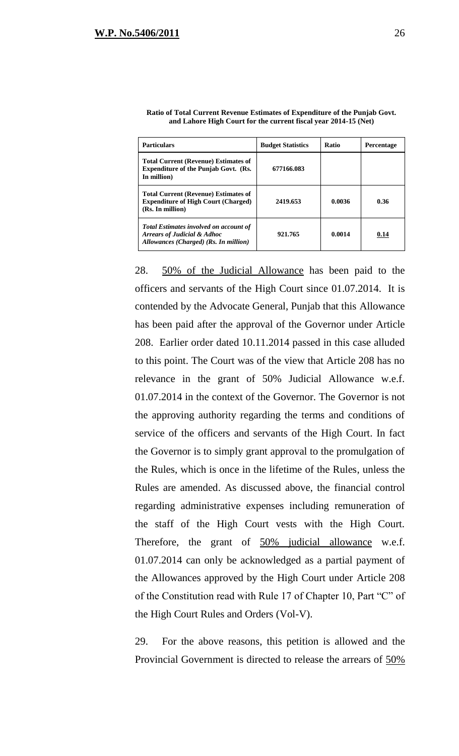**Ratio of Total Current Revenue Estimates of Expenditure of the Punjab Govt. and Lahore High Court for the current fiscal year 2014-15 (Net)**

| Particulars | Budget Statistics | Ratio | Percentage |
|---|---|---|---|
| **Total Current (Revenue) Estimates of Expenditure of the Punjab Govt. (Rs. In million)** | **677166.083** | | |
| **Total Current (Revenue) Estimates of Expenditure of High Court (Charged) (Rs. In million)** | **2419.653** | **0.0036** | **0.36** |
| ***Total Estimates involved on account of Arrears of Judicial & Adhoc Allowances (Charged) (Rs. In million)*** | **921.765** | **0.0014** | **0.14** |

28. 50% of the Judicial Allowance has been paid to the officers and servants of the High Court since 01.07.2014. It is contended by the Advocate General, Punjab that this Allowance has been paid after the approval of the Governor under Article 208. Earlier order dated 10.11.2014 passed in this case alluded to this point. The Court was of the view that Article 208 has no relevance in the grant of 50% Judicial Allowance w.e.f. 01.07.2014 in the context of the Governor. The Governor is not the approving authority regarding the terms and conditions of service of the officers and servants of the High Court. In fact the Governor is to simply grant approval to the promulgation of the Rules, which is once in the lifetime of the Rules, unless the Rules are amended. As discussed above, the financial control regarding administrative expenses including remuneration of the staff of the High Court vests with the High Court. Therefore, the grant of 50% judicial allowance w.e.f. 01.07.2014 can only be acknowledged as a partial payment of the Allowances approved by the High Court under Article 208 of the Constitution read with Rule 17 of Chapter 10, Part "C" of the High Court Rules and Orders (Vol-V).

29. For the above reasons, this petition is allowed and the Provincial Government is directed to release the arrears of 50%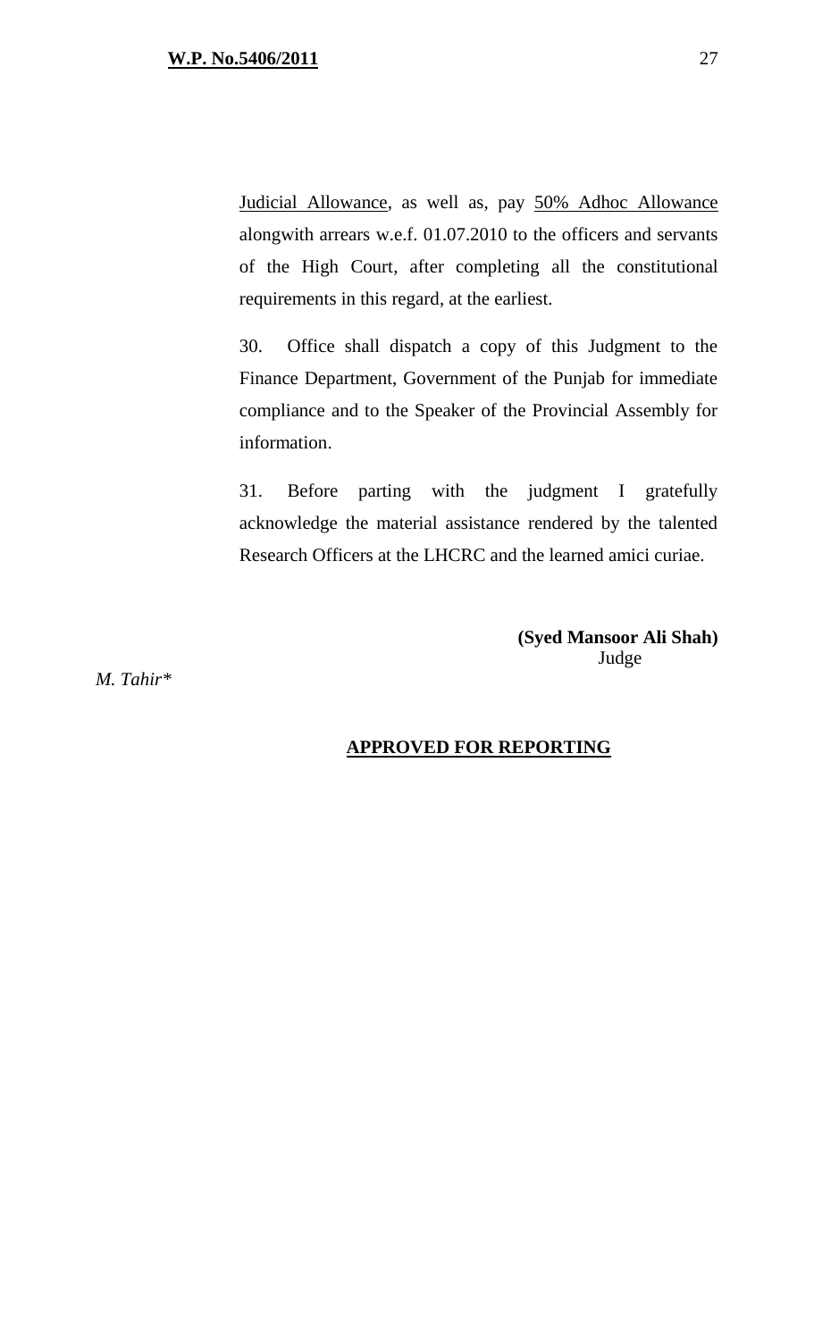Judicial Allowance, as well as, pay 50% Adhoc Allowance alongwith arrears w.e.f. 01.07.2010 to the officers and servants of the High Court, after completing all the constitutional requirements in this regard, at the earliest.

30. Office shall dispatch a copy of this Judgment to the Finance Department, Government of the Punjab for immediate compliance and to the Speaker of the Provincial Assembly for information.

31. Before parting with the judgment I gratefully acknowledge the material assistance rendered by the talented Research Officers at the LHCRC and the learned amici curiae.

**(Syed Mansoor Ali Shah)**
Judge

*M. Tahir\**

**APPROVED FOR REPORTING**